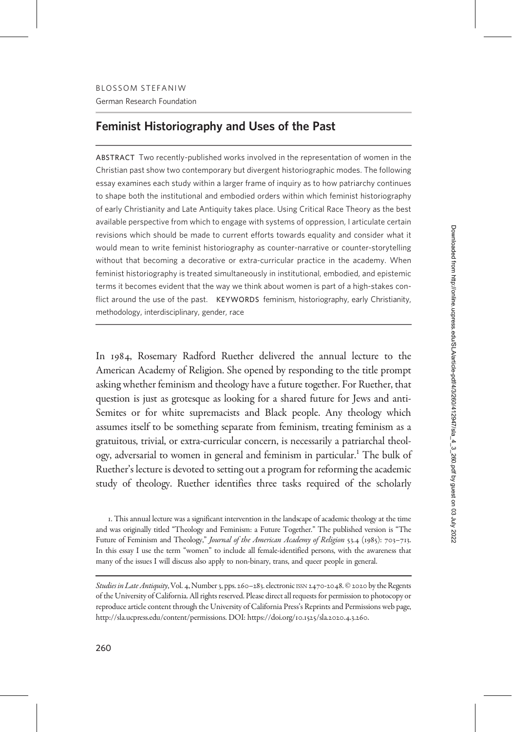BLOSSOM STEFANIW

German Research Foundation

# Feminist Historiography and Uses of the Past

**ABSTRACT** Two recently-published works involved in the representation of women in the Christian past show two contemporary but divergent historiographic modes. The following essay examines each study within a larger frame of inquiry as to how patriarchy continues to shape both the institutional and embodied orders within which feminist historiography of early Christianity and Late Antiquity takes place. Using Critical Race Theory as the best available perspective from which to engage with systems of oppression, I articulate certain revisions which should be made to current efforts towards equality and consider what it would mean to write feminist historiography as counter-narrative or counter-storytelling without that becoming a decorative or extra-curricular practice in the academy. When feminist historiography is treated simultaneously in institutional, embodied, and epistemic terms it becomes evident that the way we think about women is part of a high-stakes conflict around the use of the past. **KEYWORDS** feminism, historiography, early Christianity, methodology, interdisciplinary, gender, race

---

In 1984, Rosemary Radford Ruether delivered the annual lecture to the American Academy of Religion. She opened by responding to the title prompt asking whether feminism and theology have a future together. For Ruether, that question is just as grotesque as looking for a shared future for Jews and anti-Semites or for white supremacists and Black people. Any theology which assumes itself to be something separate from feminism, treating feminism as a gratuitous, trivial, or extra-curricular concern, is necessarily a patriarchal theology, adversarial to women in general and feminism in particular.[1] The bulk of Ruether's lecture is devoted to setting out a program for reforming the academic study of theology. Ruether identifies three tasks required of the scholarly

1. This annual lecture was a significant intervention in the landscape of academic theology at the time and was originally titled "Theology and Feminism: a Future Together." The published version is "The Future of Feminism and Theology," *Journal of the American Academy of Religion* 53.4 (1985): 703–713. In this essay I use the term "women" to include all female-identified persons, with the awareness that many of the issues I will discuss also apply to non-binary, trans, and queer people in general.

*Studies in Late Antiquity*, Vol. 4, Number 3, pps. 260–283. electronic ISSN 2470-2048. © 2020 by the Regents of the University of California. All rights reserved. Please direct all requests for permission to photocopy or reproduce article content through the University of California Press's Reprints and Permissions web page, http://sla.ucpress.edu/content/permissions. DOI: https://doi.org/10.1525/sla.2020.4.3.260.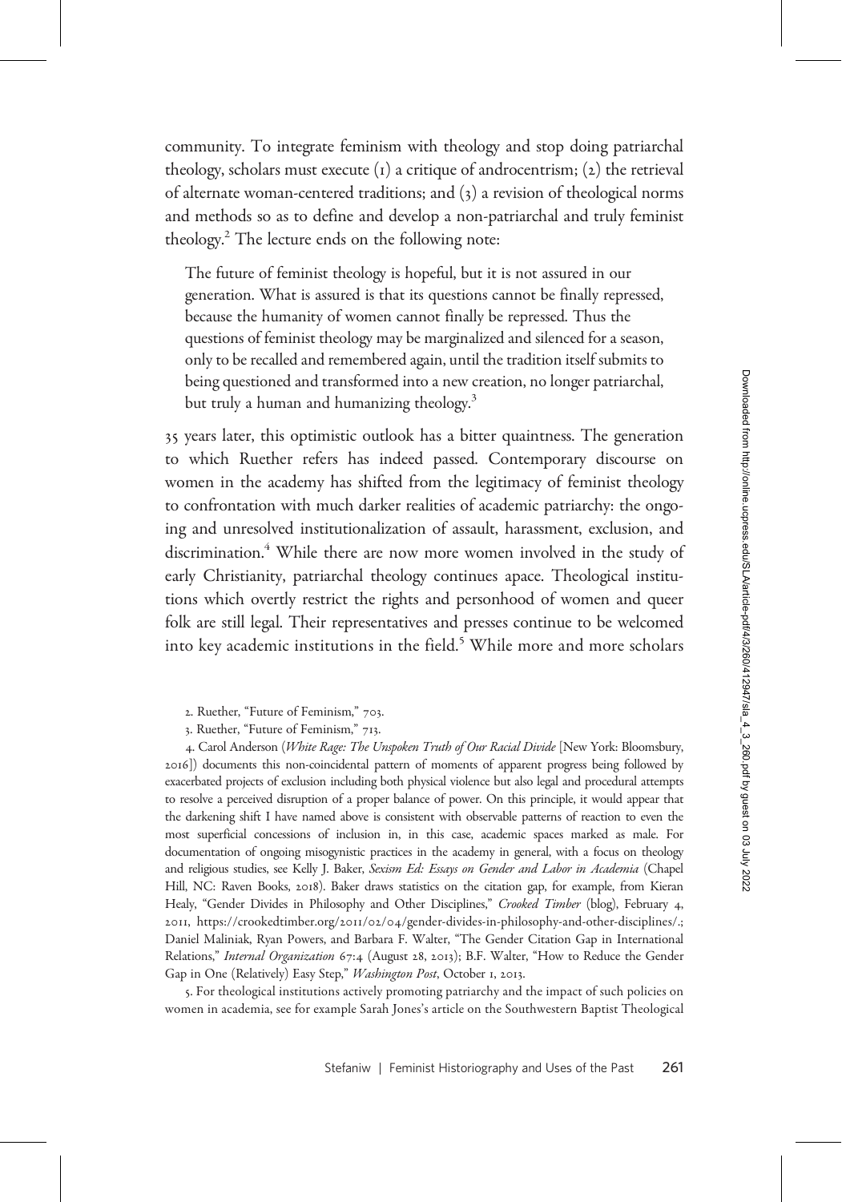community. To integrate feminism with theology and stop doing patriarchal theology, scholars must execute (1) a critique of androcentrism; (2) the retrieval of alternate woman-centered traditions; and (3) a revision of theological norms and methods so as to define and develop a non-patriarchal and truly feminist theology.[2] The lecture ends on the following note:

> The future of feminist theology is hopeful, but it is not assured in our generation. What is assured is that its questions cannot be finally repressed, because the humanity of women cannot finally be repressed. Thus the questions of feminist theology may be marginalized and silenced for a season, only to be recalled and remembered again, until the tradition itself submits to being questioned and transformed into a new creation, no longer patriarchal, but truly a human and humanizing theology.[3]

35 years later, this optimistic outlook has a bitter quaintness. The generation to which Ruether refers has indeed passed. Contemporary discourse on women in the academy has shifted from the legitimacy of feminist theology to confrontation with much darker realities of academic patriarchy: the ongoing and unresolved institutionalization of assault, harassment, exclusion, and discrimination.[4] While there are now more women involved in the study of early Christianity, patriarchal theology continues apace. Theological institutions which overtly restrict the rights and personhood of women and queer folk are still legal. Their representatives and presses continue to be welcomed into key academic institutions in the field.[5] While more and more scholars

2. Ruether, "Future of Feminism," 703.

3. Ruether, "Future of Feminism," 713.

4. Carol Anderson (*White Rage: The Unspoken Truth of Our Racial Divide* [New York: Bloomsbury, 2016]) documents this non-coincidental pattern of moments of apparent progress being followed by exacerbated projects of exclusion including both physical violence but also legal and procedural attempts to resolve a perceived disruption of a proper balance of power. On this principle, it would appear that the darkening shift I have named above is consistent with observable patterns of reaction to even the most superficial concessions of inclusion in, in this case, academic spaces marked as male. For documentation of ongoing misogynistic practices in the academy in general, with a focus on theology and religious studies, see Kelly J. Baker, *Sexism Ed: Essays on Gender and Labor in Academia* (Chapel Hill, NC: Raven Books, 2018). Baker draws statistics on the citation gap, for example, from Kieran Healy, "Gender Divides in Philosophy and Other Disciplines," *Crooked Timber* (blog), February 4, 2011, https://crookedtimber.org/2011/02/04/gender-divides-in-philosophy-and-other-disciplines/.; Daniel Maliniak, Ryan Powers, and Barbara F. Walter, "The Gender Citation Gap in International Relations," *Internal Organization* 67:4 (August 28, 2013); B.F. Walter, "How to Reduce the Gender Gap in One (Relatively) Easy Step," *Washington Post*, October 1, 2013.

5. For theological institutions actively promoting patriarchy and the impact of such policies on women in academia, see for example Sarah Jones's article on the Southwestern Baptist Theological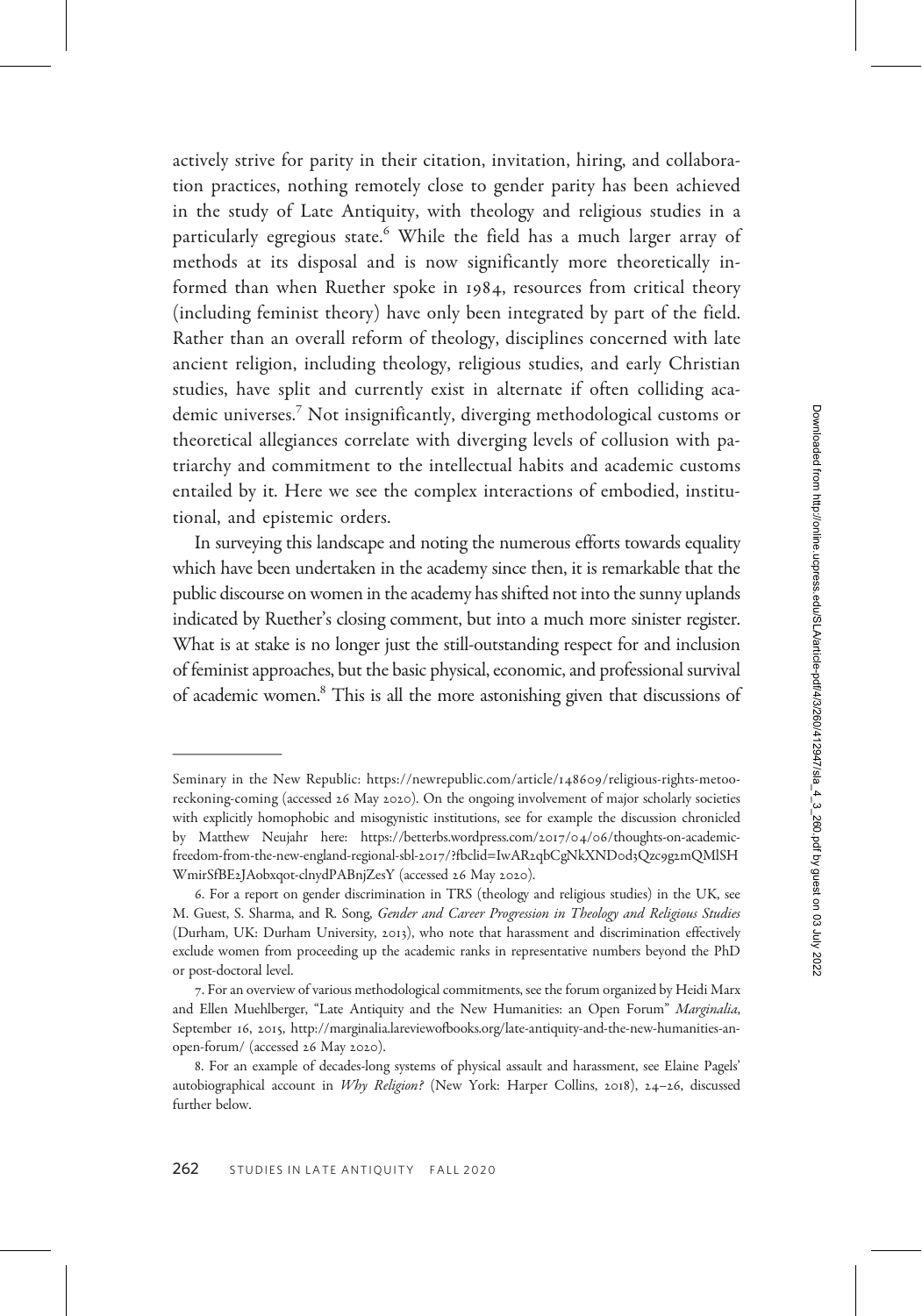actively strive for parity in their citation, invitation, hiring, and collaboration practices, nothing remotely close to gender parity has been achieved in the study of Late Antiquity, with theology and religious studies in a particularly egregious state.[6] While the field has a much larger array of methods at its disposal and is now significantly more theoretically informed than when Ruether spoke in 1984, resources from critical theory (including feminist theory) have only been integrated by part of the field. Rather than an overall reform of theology, disciplines concerned with late ancient religion, including theology, religious studies, and early Christian studies, have split and currently exist in alternate if often colliding academic universes.[7] Not insignificantly, diverging methodological customs or theoretical allegiances correlate with diverging levels of collusion with patriarchy and commitment to the intellectual habits and academic customs entailed by it. Here we see the complex interactions of embodied, institutional, and epistemic orders.

In surveying this landscape and noting the numerous efforts towards equality which have been undertaken in the academy since then, it is remarkable that the public discourse on women in the academy has shifted not into the sunny uplands indicated by Ruether's closing comment, but into a much more sinister register. What is at stake is no longer just the still-outstanding respect for and inclusion of feminist approaches, but the basic physical, economic, and professional survival of academic women.[8] This is all the more astonishing given that discussions of

---

Seminary in the New Republic: https://newrepublic.com/article/148609/religious-rights-metoo-reckoning-coming (accessed 26 May 2020). On the ongoing involvement of major scholarly societies with explicitly homophobic and misogynistic institutions, see for example the discussion chronicled by Matthew Neujahr here: https://betterbs.wordpress.com/2017/04/06/thoughts-on-academic-freedom-from-the-new-england-regional-sbl-2017/?fbclid=IwAR2qbCgNkXNDod3Qzc9g2mQMlSHWmirSfBE2JAobxqot-clnydPABnjZesY (accessed 26 May 2020).

6. For a report on gender discrimination in TRS (theology and religious studies) in the UK, see M. Guest, S. Sharma, and R. Song, *Gender and Career Progression in Theology and Religious Studies* (Durham, UK: Durham University, 2013), who note that harassment and discrimination effectively exclude women from proceeding up the academic ranks in representative numbers beyond the PhD or post-doctoral level.

7. For an overview of various methodological commitments, see the forum organized by Heidi Marx and Ellen Muehlberger, "Late Antiquity and the New Humanities: an Open Forum" *Marginalia*, September 16, 2015, http://marginalia.lareviewofbooks.org/late-antiquity-and-the-new-humanities-an-open-forum/ (accessed 26 May 2020).

8. For an example of decades-long systems of physical assault and harassment, see Elaine Pagels' autobiographical account in *Why Religion?* (New York: Harper Collins, 2018), 24–26, discussed further below.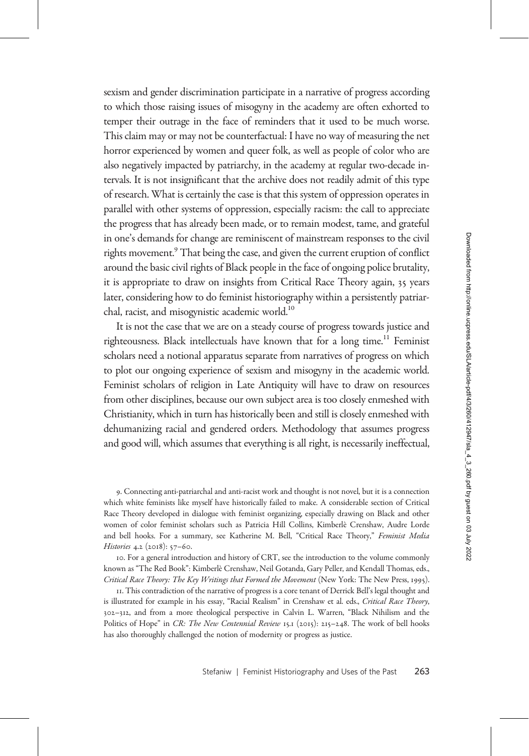sexism and gender discrimination participate in a narrative of progress according to which those raising issues of misogyny in the academy are often exhorted to temper their outrage in the face of reminders that it used to be much worse. This claim may or may not be counterfactual: I have no way of measuring the net horror experienced by women and queer folk, as well as people of color who are also negatively impacted by patriarchy, in the academy at regular two-decade intervals. It is not insignificant that the archive does not readily admit of this type of research. What is certainly the case is that this system of oppression operates in parallel with other systems of oppression, especially racism: the call to appreciate the progress that has already been made, or to remain modest, tame, and grateful in one's demands for change are reminiscent of mainstream responses to the civil rights movement.[9] That being the case, and given the current eruption of conflict around the basic civil rights of Black people in the face of ongoing police brutality, it is appropriate to draw on insights from Critical Race Theory again, 35 years later, considering how to do feminist historiography within a persistently patriarchal, racist, and misogynistic academic world.[10]

It is not the case that we are on a steady course of progress towards justice and righteousness. Black intellectuals have known that for a long time.[11] Feminist scholars need a notional apparatus separate from narratives of progress on which to plot our ongoing experience of sexism and misogyny in the academic world. Feminist scholars of religion in Late Antiquity will have to draw on resources from other disciplines, because our own subject area is too closely enmeshed with Christianity, which in turn has historically been and still is closely enmeshed with dehumanizing racial and gendered orders. Methodology that assumes progress and good will, which assumes that everything is all right, is necessarily ineffectual,

9. Connecting anti-patriarchal and anti-racist work and thought is not novel, but it is a connection which white feminists like myself have historically failed to make. A considerable section of Critical Race Theory developed in dialogue with feminist organizing, especially drawing on Black and other women of color feminist scholars such as Patricia Hill Collins, Kimberlè Crenshaw, Audre Lorde and bell hooks. For a summary, see Katherine M. Bell, "Critical Race Theory," *Feminist Media Histories* 4.2 (2018): 57–60.

10. For a general introduction and history of CRT, see the introduction to the volume commonly known as "The Red Book": Kimberlè Crenshaw, Neil Gotanda, Gary Peller, and Kendall Thomas, eds., *Critical Race Theory: The Key Writings that Formed the Movement* (New York: The New Press, 1995).

11. This contradiction of the narrative of progress is a core tenant of Derrick Bell's legal thought and is illustrated for example in his essay, "Racial Realism" in Crenshaw et al. eds., *Critical Race Theory*, 302–312, and from a more theological perspective in Calvin L. Warren, "Black Nihilism and the Politics of Hope" in *CR: The New Centennial Review* 15.1 (2015): 215–248. The work of bell hooks has also thoroughly challenged the notion of modernity or progress as justice.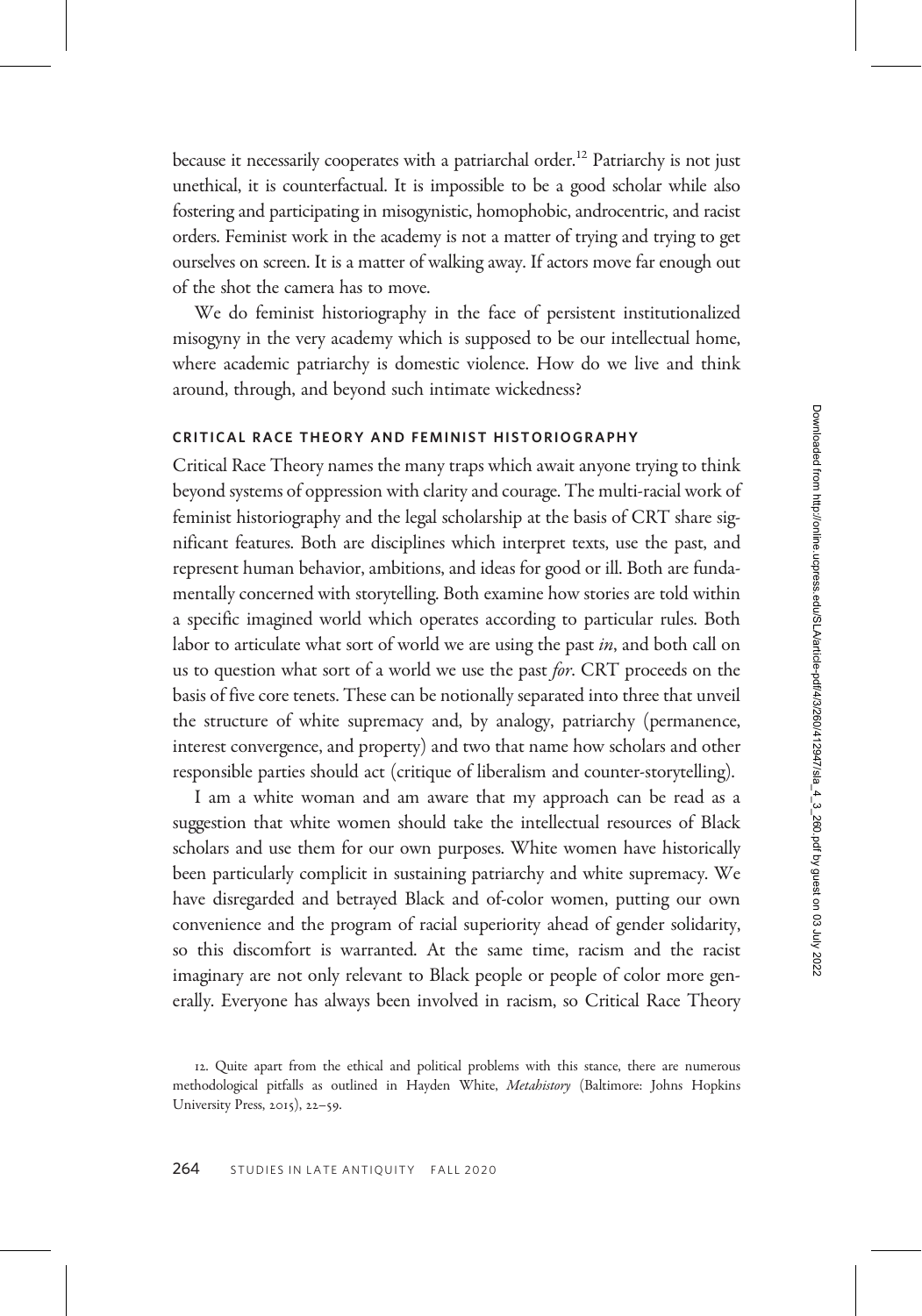because it necessarily cooperates with a patriarchal order.[12] Patriarchy is not just unethical, it is counterfactual. It is impossible to be a good scholar while also fostering and participating in misogynistic, homophobic, androcentric, and racist orders. Feminist work in the academy is not a matter of trying and trying to get ourselves on screen. It is a matter of walking away. If actors move far enough out of the shot the camera has to move.

We do feminist historiography in the face of persistent institutionalized misogyny in the very academy which is supposed to be our intellectual home, where academic patriarchy is domestic violence. How do we live and think around, through, and beyond such intimate wickedness?

### CRITICAL RACE THEORY AND FEMINIST HISTORIOGRAPHY

Critical Race Theory names the many traps which await anyone trying to think beyond systems of oppression with clarity and courage. The multi-racial work of feminist historiography and the legal scholarship at the basis of CRT share significant features. Both are disciplines which interpret texts, use the past, and represent human behavior, ambitions, and ideas for good or ill. Both are fundamentally concerned with storytelling. Both examine how stories are told within a specific imagined world which operates according to particular rules. Both labor to articulate what sort of world we are using the past *in*, and both call on us to question what sort of a world we use the past *for*. CRT proceeds on the basis of five core tenets. These can be notionally separated into three that unveil the structure of white supremacy and, by analogy, patriarchy (permanence, interest convergence, and property) and two that name how scholars and other responsible parties should act (critique of liberalism and counter-storytelling).

I am a white woman and am aware that my approach can be read as a suggestion that white women should take the intellectual resources of Black scholars and use them for our own purposes. White women have historically been particularly complicit in sustaining patriarchy and white supremacy. We have disregarded and betrayed Black and of-color women, putting our own convenience and the program of racial superiority ahead of gender solidarity, so this discomfort is warranted. At the same time, racism and the racist imaginary are not only relevant to Black people or people of color more generally. Everyone has always been involved in racism, so Critical Race Theory

12. Quite apart from the ethical and political problems with this stance, there are numerous methodological pitfalls as outlined in Hayden White, *Metahistory* (Baltimore: Johns Hopkins University Press, 2015), 22–59.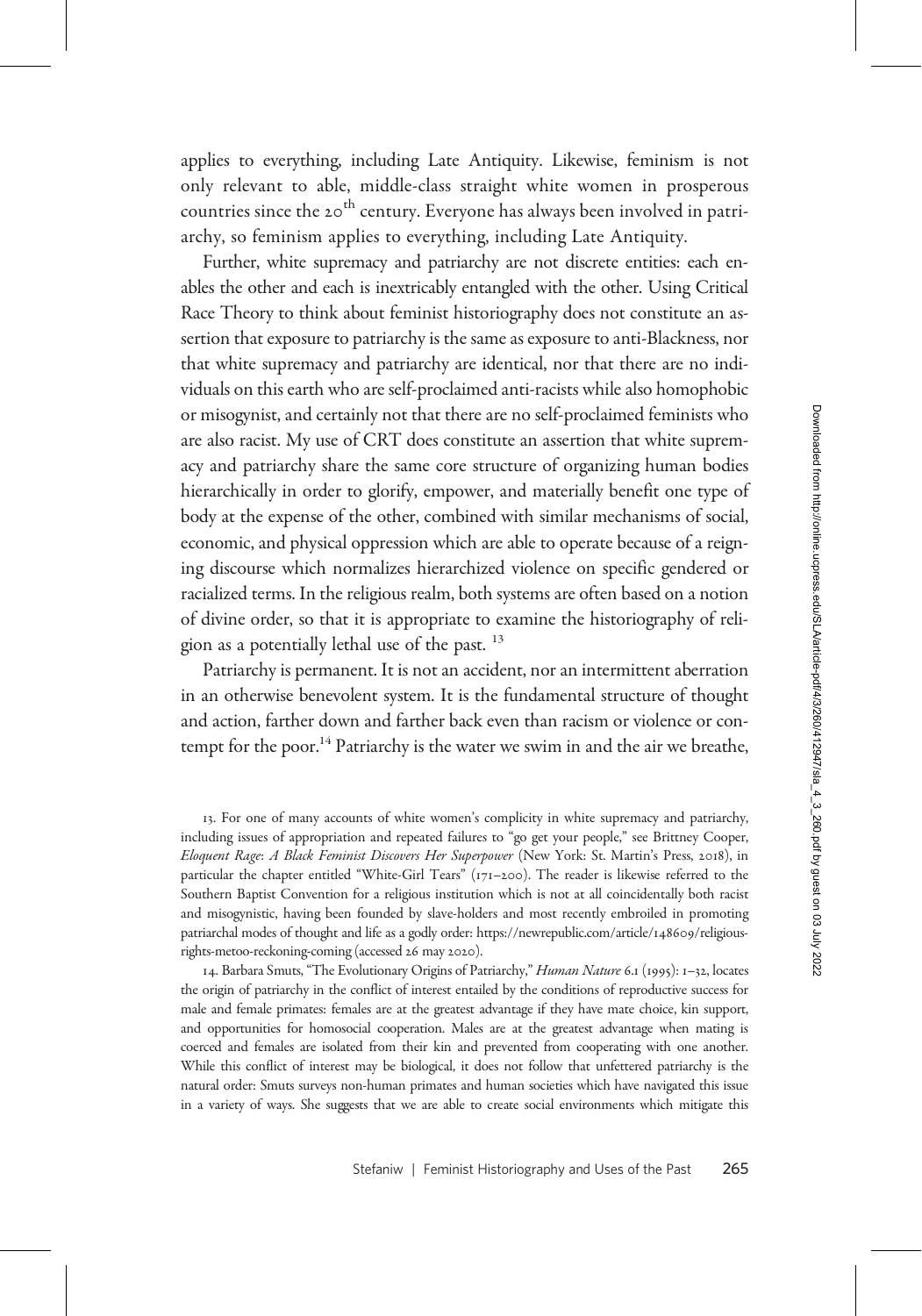applies to everything, including Late Antiquity. Likewise, feminism is not only relevant to able, middle-class straight white women in prosperous countries since the 20th century. Everyone has always been involved in patriarchy, so feminism applies to everything, including Late Antiquity.

Further, white supremacy and patriarchy are not discrete entities: each enables the other and each is inextricably entangled with the other. Using Critical Race Theory to think about feminist historiography does not constitute an assertion that exposure to patriarchy is the same as exposure to anti-Blackness, nor that white supremacy and patriarchy are identical, nor that there are no individuals on this earth who are self-proclaimed anti-racists while also homophobic or misogynist, and certainly not that there are no self-proclaimed feminists who are also racist. My use of CRT does constitute an assertion that white supremacy and patriarchy share the same core structure of organizing human bodies hierarchically in order to glorify, empower, and materially benefit one type of body at the expense of the other, combined with similar mechanisms of social, economic, and physical oppression which are able to operate because of a reigning discourse which normalizes hierarchized violence on specific gendered or racialized terms. In the religious realm, both systems are often based on a notion of divine order, so that it is appropriate to examine the historiography of religion as a potentially lethal use of the past. [13]

Patriarchy is permanent. It is not an accident, nor an intermittent aberration in an otherwise benevolent system. It is the fundamental structure of thought and action, farther down and farther back even than racism or violence or contempt for the poor.[14] Patriarchy is the water we swim in and the air we breathe,

13. For one of many accounts of white women's complicity in white supremacy and patriarchy, including issues of appropriation and repeated failures to "go get your people," see Brittney Cooper, *Eloquent Rage: A Black Feminist Discovers Her Superpower* (New York: St. Martin's Press, 2018), in particular the chapter entitled "White-Girl Tears" (171–200). The reader is likewise referred to the Southern Baptist Convention for a religious institution which is not at all coincidentally both racist and misogynistic, having been founded by slave-holders and most recently embroiled in promoting patriarchal modes of thought and life as a godly order: https://newrepublic.com/article/148609/religious-rights-metoo-reckoning-coming (accessed 26 may 2020).

14. Barbara Smuts, "The Evolutionary Origins of Patriarchy," *Human Nature* 6.1 (1995): 1–32, locates the origin of patriarchy in the conflict of interest entailed by the conditions of reproductive success for male and female primates: females are at the greatest advantage if they have mate choice, kin support, and opportunities for homosocial cooperation. Males are at the greatest advantage when mating is coerced and females are isolated from their kin and prevented from cooperating with one another. While this conflict of interest may be biological, it does not follow that unfettered patriarchy is the natural order: Smuts surveys non-human primates and human societies which have navigated this issue in a variety of ways. She suggests that we are able to create social environments which mitigate this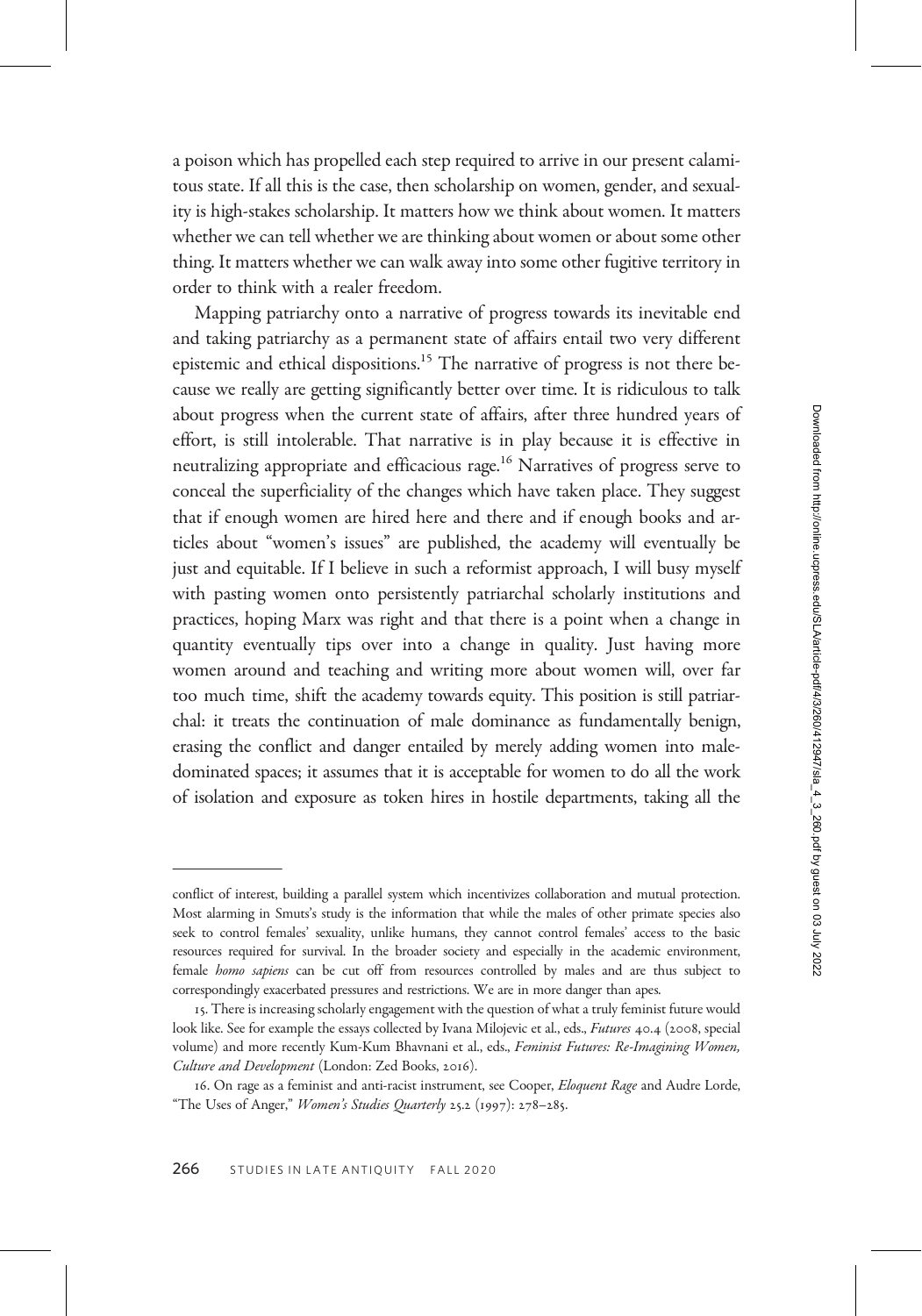a poison which has propelled each step required to arrive in our present calamitous state. If all this is the case, then scholarship on women, gender, and sexuality is high-stakes scholarship. It matters how we think about women. It matters whether we can tell whether we are thinking about women or about some other thing. It matters whether we can walk away into some other fugitive territory in order to think with a realer freedom.

Mapping patriarchy onto a narrative of progress towards its inevitable end and taking patriarchy as a permanent state of affairs entail two very different epistemic and ethical dispositions.[15] The narrative of progress is not there because we really are getting significantly better over time. It is ridiculous to talk about progress when the current state of affairs, after three hundred years of effort, is still intolerable. That narrative is in play because it is effective in neutralizing appropriate and efficacious rage.[16] Narratives of progress serve to conceal the superficiality of the changes which have taken place. They suggest that if enough women are hired here and there and if enough books and articles about "women's issues" are published, the academy will eventually be just and equitable. If I believe in such a reformist approach, I will busy myself with pasting women onto persistently patriarchal scholarly institutions and practices, hoping Marx was right and that there is a point when a change in quantity eventually tips over into a change in quality. Just having more women around and teaching and writing more about women will, over far too much time, shift the academy towards equity. This position is still patriarchal: it treats the continuation of male dominance as fundamentally benign, erasing the conflict and danger entailed by merely adding women into male-dominated spaces; it assumes that it is acceptable for women to do all the work of isolation and exposure as token hires in hostile departments, taking all the

---

conflict of interest, building a parallel system which incentivizes collaboration and mutual protection. Most alarming in Smuts's study is the information that while the males of other primate species also seek to control females' sexuality, unlike humans, they cannot control females' access to the basic resources required for survival. In the broader society and especially in the academic environment, female *homo sapiens* can be cut off from resources controlled by males and are thus subject to correspondingly exacerbated pressures and restrictions. We are in more danger than apes.

15. There is increasing scholarly engagement with the question of what a truly feminist future would look like. See for example the essays collected by Ivana Milojevic et al., eds., *Futures* 40.4 (2008, special volume) and more recently Kum-Kum Bhavnani et al., eds., *Feminist Futures: Re-Imagining Women, Culture and Development* (London: Zed Books, 2016).

16. On rage as a feminist and anti-racist instrument, see Cooper, *Eloquent Rage* and Audre Lorde, "The Uses of Anger," *Women's Studies Quarterly* 25.2 (1997): 278–285.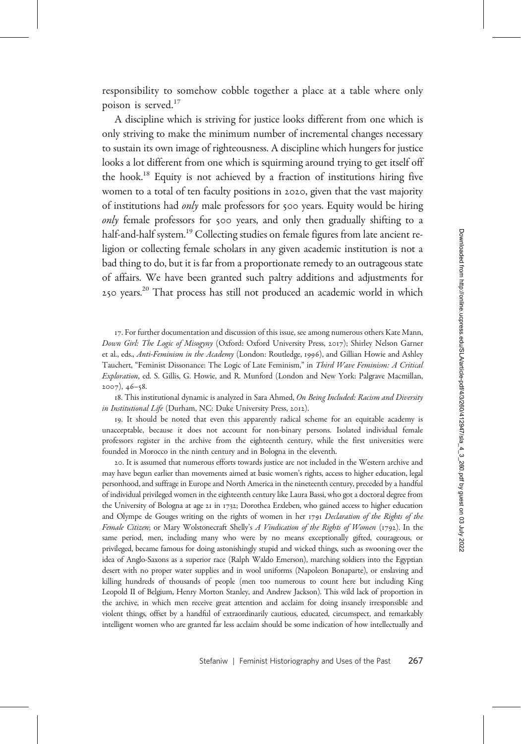responsibility to somehow cobble together a place at a table where only poison is served.[17]

A discipline which is striving for justice looks different from one which is only striving to make the minimum number of incremental changes necessary to sustain its own image of righteousness. A discipline which hungers for justice looks a lot different from one which is squirming around trying to get itself off the hook.[18] Equity is not achieved by a fraction of institutions hiring five women to a total of ten faculty positions in 2020, given that the vast majority of institutions had *only* male professors for 500 years. Equity would be hiring *only* female professors for 500 years, and only then gradually shifting to a half-and-half system.[19] Collecting studies on female figures from late ancient religion or collecting female scholars in any given academic institution is not a bad thing to do, but it is far from a proportionate remedy to an outrageous state of affairs. We have been granted such paltry additions and adjustments for 250 years.[20] That process has still not produced an academic world in which

17. For further documentation and discussion of this issue, see among numerous others Kate Mann, *Down Girl: The Logic of Misogyny* (Oxford: Oxford University Press, 2017); Shirley Nelson Garner et al., eds., *Anti-Feminism in the Academy* (London: Routledge, 1996), and Gillian Howie and Ashley Tauchert, "Feminist Dissonance: The Logic of Late Feminism," in *Third Wave Feminism: A Critical Exploration*, ed. S. Gillis, G. Howie, and R. Munford (London and New York: Palgrave Macmillan, 2007), 46–58.

18. This institutional dynamic is analyzed in Sara Ahmed, *On Being Included: Racism and Diversity in Institutional Life* (Durham, NC: Duke University Press, 2012).

19. It should be noted that even this apparently radical scheme for an equitable academy is unacceptable, because it does not account for non-binary persons. Isolated individual female professors register in the archive from the eighteenth century, while the first universities were founded in Morocco in the ninth century and in Bologna in the eleventh.

20. It is assumed that numerous efforts towards justice are not included in the Western archive and may have begun earlier than movements aimed at basic women's rights, access to higher education, legal personhood, and suffrage in Europe and North America in the nineteenth century, preceded by a handful of individual privileged women in the eighteenth century like Laura Bassi, who got a doctoral degree from the University of Bologna at age 21 in 1732; Dorothea Erxleben, who gained access to higher education and Olympe de Gouges writing on the rights of women in her 1791 *Declaration of the Rights of the Female Citizen*; or Mary Wolstonecraft Shelly's *A Vindication of the Rights of Women* (1792). In the same period, men, including many who were by no means exceptionally gifted, courageous, or privileged, became famous for doing astonishingly stupid and wicked things, such as swooning over the idea of Anglo-Saxons as a superior race (Ralph Waldo Emerson), marching soldiers into the Egyptian desert with no proper water supplies and in wool uniforms (Napoleon Bonaparte), or enslaving and killing hundreds of thousands of people (men too numerous to count here but including King Leopold II of Belgium, Henry Morton Stanley, and Andrew Jackson). This wild lack of proportion in the archive, in which men receive great attention and acclaim for doing insanely irresponsible and violent things, offset by a handful of extraordinarily cautious, educated, circumspect, and remarkably intelligent women who are granted far less acclaim should be some indication of how intellectually and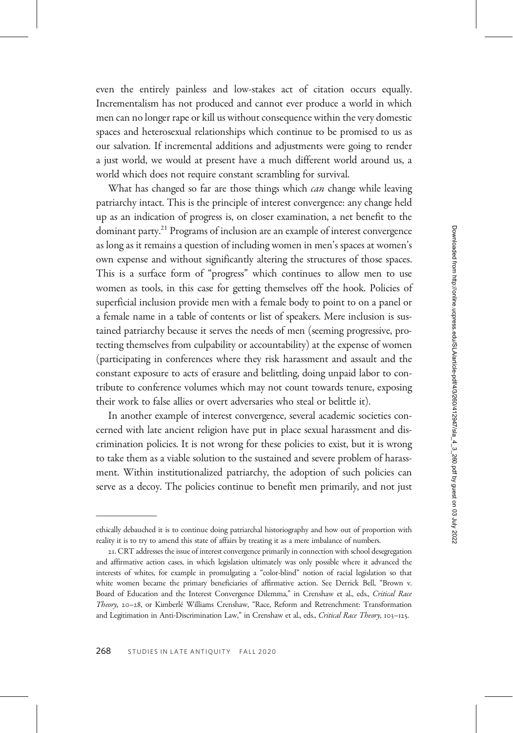even the entirely painless and low-stakes act of citation occurs equally. Incrementalism has not produced and cannot ever produce a world in which men can no longer rape or kill us without consequence within the very domestic spaces and heterosexual relationships which continue to be promised to us as our salvation. If incremental additions and adjustments were going to render a just world, we would at present have a much different world around us, a world which does not require constant scrambling for survival.

What has changed so far are those things which *can* change while leaving patriarchy intact. This is the principle of interest convergence: any change held up as an indication of progress is, on closer examination, a net benefit to the dominant party.[21] Programs of inclusion are an example of interest convergence as long as it remains a question of including women in men's spaces at women's own expense and without significantly altering the structures of those spaces. This is a surface form of "progress" which continues to allow men to use women as tools, in this case for getting themselves off the hook. Policies of superficial inclusion provide men with a female body to point to on a panel or a female name in a table of contents or list of speakers. Mere inclusion is sustained patriarchy because it serves the needs of men (seeming progressive, protecting themselves from culpability or accountability) at the expense of women (participating in conferences where they risk harassment and assault and the constant exposure to acts of erasure and belittling, doing unpaid labor to contribute to conference volumes which may not count towards tenure, exposing their work to false allies or overt adversaries who steal or belittle it).

In another example of interest convergence, several academic societies concerned with late ancient religion have put in place sexual harassment and discrimination policies. It is not wrong for these policies to exist, but it is wrong to take them as a viable solution to the sustained and severe problem of harassment. Within institutionalized patriarchy, the adoption of such policies can serve as a decoy. The policies continue to benefit men primarily, and not just

---

ethically debauched it is to continue doing patriarchal historiography and how out of proportion with reality it is to try to amend this state of affairs by treating it as a mere imbalance of numbers.

21. CRT addresses the issue of interest convergence primarily in connection with school desegregation and affirmative action cases, in which legislation ultimately was only possible where it advanced the interests of whites, for example in promulgating a "color-blind" notion of racial legislation so that white women became the primary beneficiaries of affirmative action. See Derrick Bell, "Brown v. Board of Education and the Interest Convergence Dilemma," in Crenshaw et al., eds., *Critical Race Theory*, 20–28, or Kimberlé Williams Crenshaw, "Race, Reform and Retrenchment: Transformation and Legitimation in Anti-Discrimination Law," in Crenshaw et al., eds., *Critical Race Theory*, 103–125.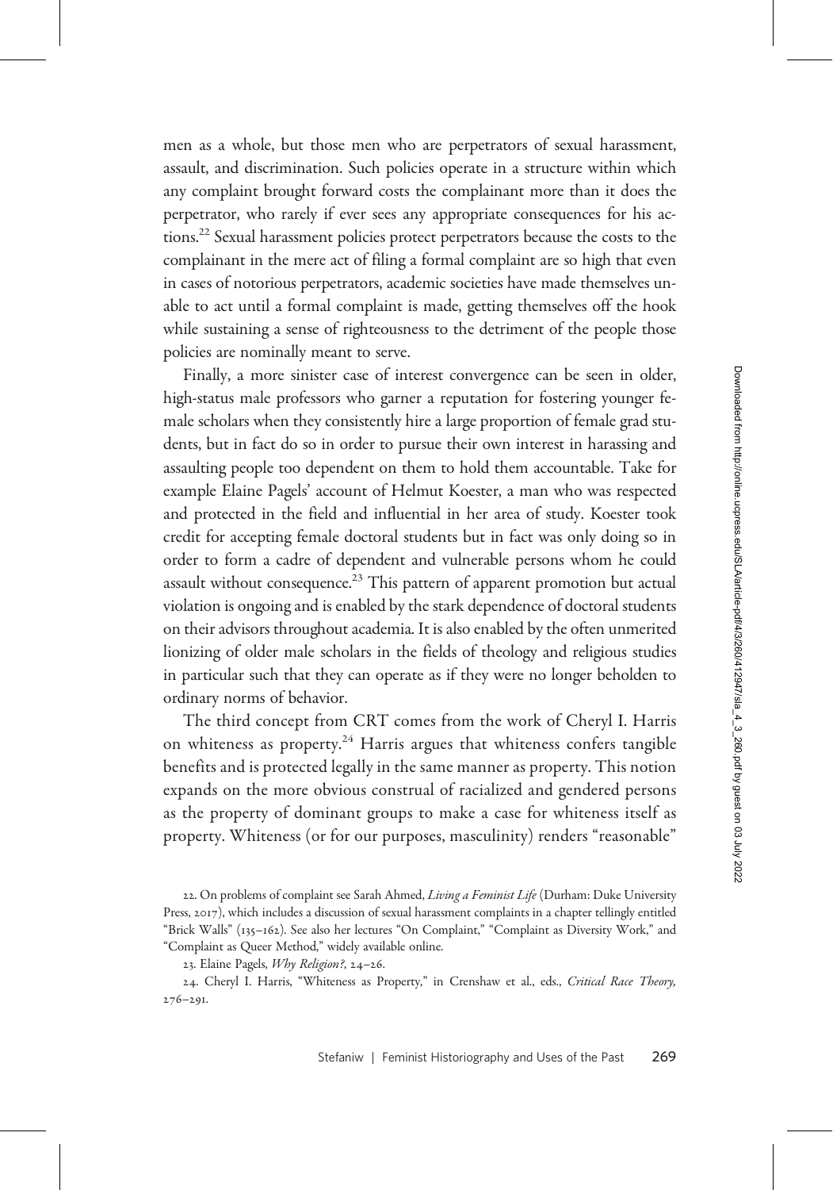men as a whole, but those men who are perpetrators of sexual harassment, assault, and discrimination. Such policies operate in a structure within which any complaint brought forward costs the complainant more than it does the perpetrator, who rarely if ever sees any appropriate consequences for his actions.[22] Sexual harassment policies protect perpetrators because the costs to the complainant in the mere act of filing a formal complaint are so high that even in cases of notorious perpetrators, academic societies have made themselves unable to act until a formal complaint is made, getting themselves off the hook while sustaining a sense of righteousness to the detriment of the people those policies are nominally meant to serve.

Finally, a more sinister case of interest convergence can be seen in older, high-status male professors who garner a reputation for fostering younger female scholars when they consistently hire a large proportion of female grad students, but in fact do so in order to pursue their own interest in harassing and assaulting people too dependent on them to hold them accountable. Take for example Elaine Pagels' account of Helmut Koester, a man who was respected and protected in the field and influential in her area of study. Koester took credit for accepting female doctoral students but in fact was only doing so in order to form a cadre of dependent and vulnerable persons whom he could assault without consequence.[23] This pattern of apparent promotion but actual violation is ongoing and is enabled by the stark dependence of doctoral students on their advisors throughout academia. It is also enabled by the often unmerited lionizing of older male scholars in the fields of theology and religious studies in particular such that they can operate as if they were no longer beholden to ordinary norms of behavior.

The third concept from CRT comes from the work of Cheryl I. Harris on whiteness as property.[24] Harris argues that whiteness confers tangible benefits and is protected legally in the same manner as property. This notion expands on the more obvious construal of racialized and gendered persons as the property of dominant groups to make a case for whiteness itself as property. Whiteness (or for our purposes, masculinity) renders "reasonable"

22. On problems of complaint see Sarah Ahmed, *Living a Feminist Life* (Durham: Duke University Press, 2017), which includes a discussion of sexual harassment complaints in a chapter tellingly entitled "Brick Walls" (135–162). See also her lectures "On Complaint," "Complaint as Diversity Work," and "Complaint as Queer Method," widely available online.

23. Elaine Pagels, *Why Religion?*, 24–26.

24. Cheryl I. Harris, "Whiteness as Property," in Crenshaw et al., eds., *Critical Race Theory,* 276–291.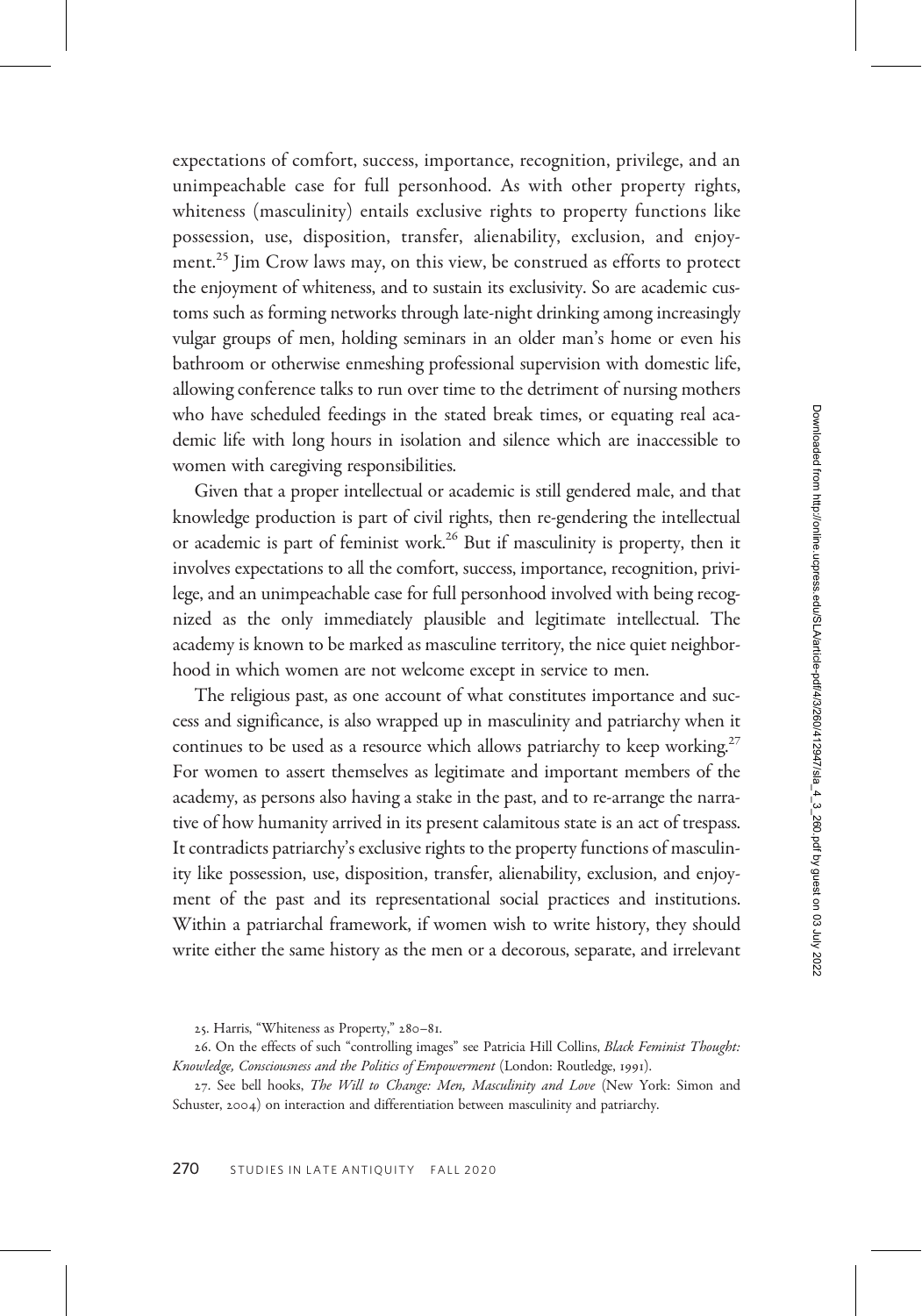expectations of comfort, success, importance, recognition, privilege, and an unimpeachable case for full personhood. As with other property rights, whiteness (masculinity) entails exclusive rights to property functions like possession, use, disposition, transfer, alienability, exclusion, and enjoyment.[25] Jim Crow laws may, on this view, be construed as efforts to protect the enjoyment of whiteness, and to sustain its exclusivity. So are academic customs such as forming networks through late-night drinking among increasingly vulgar groups of men, holding seminars in an older man's home or even his bathroom or otherwise enmeshing professional supervision with domestic life, allowing conference talks to run over time to the detriment of nursing mothers who have scheduled feedings in the stated break times, or equating real academic life with long hours in isolation and silence which are inaccessible to women with caregiving responsibilities.

Given that a proper intellectual or academic is still gendered male, and that knowledge production is part of civil rights, then re-gendering the intellectual or academic is part of feminist work.[26] But if masculinity is property, then it involves expectations to all the comfort, success, importance, recognition, privilege, and an unimpeachable case for full personhood involved with being recognized as the only immediately plausible and legitimate intellectual. The academy is known to be marked as masculine territory, the nice quiet neighborhood in which women are not welcome except in service to men.

The religious past, as one account of what constitutes importance and success and significance, is also wrapped up in masculinity and patriarchy when it continues to be used as a resource which allows patriarchy to keep working.[27] For women to assert themselves as legitimate and important members of the academy, as persons also having a stake in the past, and to re-arrange the narrative of how humanity arrived in its present calamitous state is an act of trespass. It contradicts patriarchy's exclusive rights to the property functions of masculinity like possession, use, disposition, transfer, alienability, exclusion, and enjoyment of the past and its representational social practices and institutions. Within a patriarchal framework, if women wish to write history, they should write either the same history as the men or a decorous, separate, and irrelevant

25. Harris, "Whiteness as Property," 280–81.

26. On the effects of such "controlling images" see Patricia Hill Collins, *Black Feminist Thought: Knowledge, Consciousness and the Politics of Empowerment* (London: Routledge, 1991).

27. See bell hooks, *The Will to Change: Men, Masculinity and Love* (New York: Simon and Schuster, 2004) on interaction and differentiation between masculinity and patriarchy.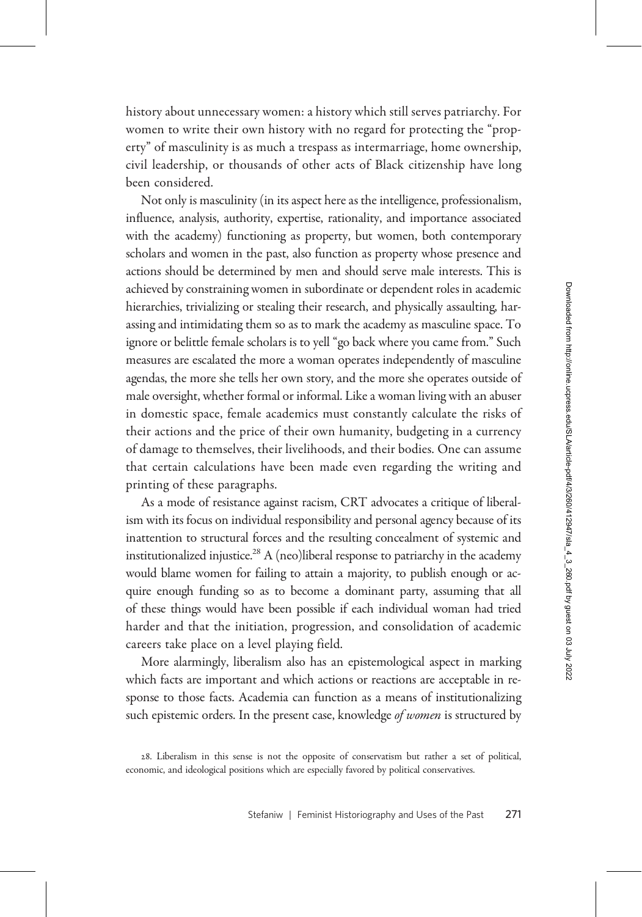history about unnecessary women: a history which still serves patriarchy. For women to write their own history with no regard for protecting the "property" of masculinity is as much a trespass as intermarriage, home ownership, civil leadership, or thousands of other acts of Black citizenship have long been considered.

Not only is masculinity (in its aspect here as the intelligence, professionalism, influence, analysis, authority, expertise, rationality, and importance associated with the academy) functioning as property, but women, both contemporary scholars and women in the past, also function as property whose presence and actions should be determined by men and should serve male interests. This is achieved by constraining women in subordinate or dependent roles in academic hierarchies, trivializing or stealing their research, and physically assaulting, harassing and intimidating them so as to mark the academy as masculine space. To ignore or belittle female scholars is to yell "go back where you came from." Such measures are escalated the more a woman operates independently of masculine agendas, the more she tells her own story, and the more she operates outside of male oversight, whether formal or informal. Like a woman living with an abuser in domestic space, female academics must constantly calculate the risks of their actions and the price of their own humanity, budgeting in a currency of damage to themselves, their livelihoods, and their bodies. One can assume that certain calculations have been made even regarding the writing and printing of these paragraphs.

As a mode of resistance against racism, CRT advocates a critique of liberalism with its focus on individual responsibility and personal agency because of its inattention to structural forces and the resulting concealment of systemic and institutionalized injustice.[28] A (neo)liberal response to patriarchy in the academy would blame women for failing to attain a majority, to publish enough or acquire enough funding so as to become a dominant party, assuming that all of these things would have been possible if each individual woman had tried harder and that the initiation, progression, and consolidation of academic careers take place on a level playing field.

More alarmingly, liberalism also has an epistemological aspect in marking which facts are important and which actions or reactions are acceptable in response to those facts. Academia can function as a means of institutionalizing such epistemic orders. In the present case, knowledge *of women* is structured by

28. Liberalism in this sense is not the opposite of conservatism but rather a set of political, economic, and ideological positions which are especially favored by political conservatives.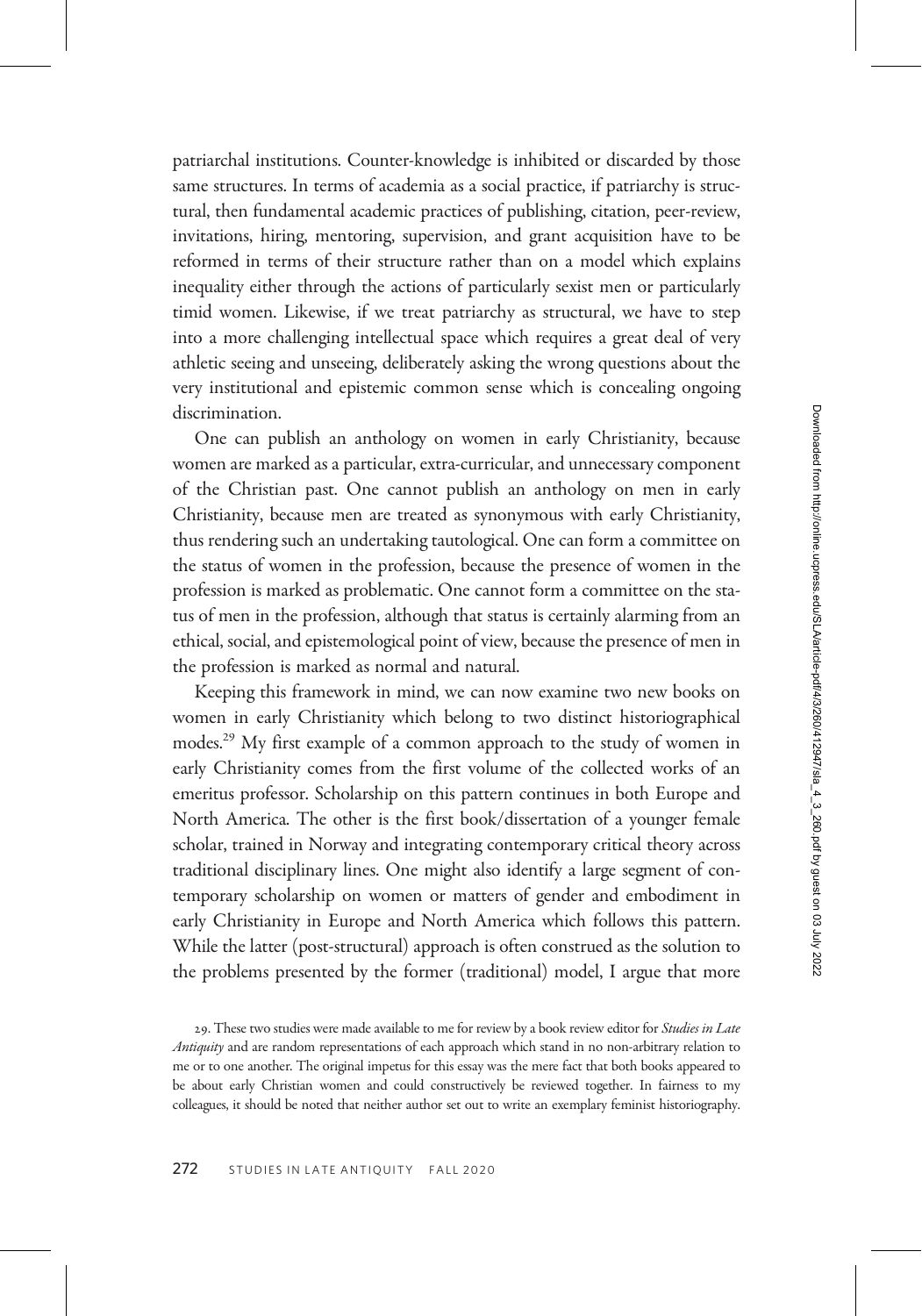patriarchal institutions. Counter-knowledge is inhibited or discarded by those same structures. In terms of academia as a social practice, if patriarchy is structural, then fundamental academic practices of publishing, citation, peer-review, invitations, hiring, mentoring, supervision, and grant acquisition have to be reformed in terms of their structure rather than on a model which explains inequality either through the actions of particularly sexist men or particularly timid women. Likewise, if we treat patriarchy as structural, we have to step into a more challenging intellectual space which requires a great deal of very athletic seeing and unseeing, deliberately asking the wrong questions about the very institutional and epistemic common sense which is concealing ongoing discrimination.

One can publish an anthology on women in early Christianity, because women are marked as a particular, extra-curricular, and unnecessary component of the Christian past. One cannot publish an anthology on men in early Christianity, because men are treated as synonymous with early Christianity, thus rendering such an undertaking tautological. One can form a committee on the status of women in the profession, because the presence of women in the profession is marked as problematic. One cannot form a committee on the status of men in the profession, although that status is certainly alarming from an ethical, social, and epistemological point of view, because the presence of men in the profession is marked as normal and natural.

Keeping this framework in mind, we can now examine two new books on women in early Christianity which belong to two distinct historiographical modes.[29] My first example of a common approach to the study of women in early Christianity comes from the first volume of the collected works of an emeritus professor. Scholarship on this pattern continues in both Europe and North America. The other is the first book/dissertation of a younger female scholar, trained in Norway and integrating contemporary critical theory across traditional disciplinary lines. One might also identify a large segment of contemporary scholarship on women or matters of gender and embodiment in early Christianity in Europe and North America which follows this pattern. While the latter (post-structural) approach is often construed as the solution to the problems presented by the former (traditional) model, I argue that more

29. These two studies were made available to me for review by a book review editor for *Studies in Late Antiquity* and are random representations of each approach which stand in no non-arbitrary relation to me or to one another. The original impetus for this essay was the mere fact that both books appeared to be about early Christian women and could constructively be reviewed together. In fairness to my colleagues, it should be noted that neither author set out to write an exemplary feminist historiography.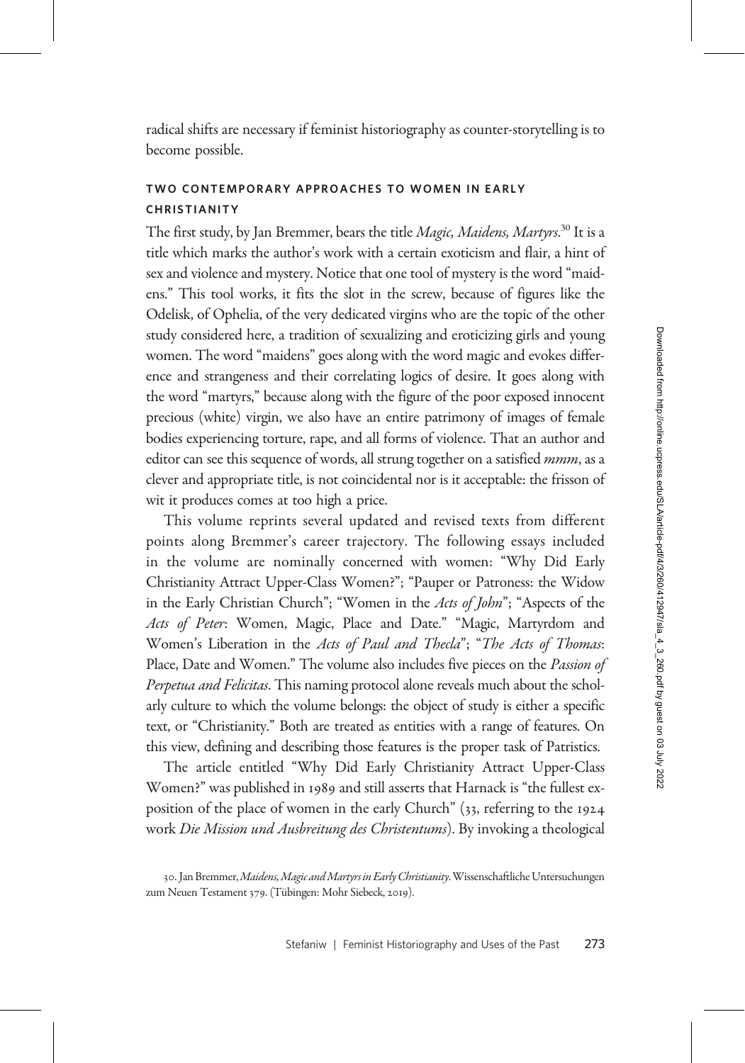radical shifts are necessary if feminist historiography as counter-storytelling is to become possible.

## TWO CONTEMPORARY APPROACHES TO WOMEN IN EARLY CHRISTIANITY

The first study, by Jan Bremmer, bears the title *Magic, Maidens, Martyrs*.[30] It is a title which marks the author's work with a certain exoticism and flair, a hint of sex and violence and mystery. Notice that one tool of mystery is the word "maidens." This tool works, it fits the slot in the screw, because of figures like the Odelisk, of Ophelia, of the very dedicated virgins who are the topic of the other study considered here, a tradition of sexualizing and eroticizing girls and young women. The word "maidens" goes along with the word magic and evokes difference and strangeness and their correlating logics of desire. It goes along with the word "martyrs," because along with the figure of the poor exposed innocent precious (white) virgin, we also have an entire patrimony of images of female bodies experiencing torture, rape, and all forms of violence. That an author and editor can see this sequence of words, all strung together on a satisfied *mmm*, as a clever and appropriate title, is not coincidental nor is it acceptable: the frisson of wit it produces comes at too high a price.

This volume reprints several updated and revised texts from different points along Bremmer's career trajectory. The following essays included in the volume are nominally concerned with women: "Why Did Early Christianity Attract Upper-Class Women?"; "Pauper or Patroness: the Widow in the Early Christian Church"; "Women in the *Acts of John*"; "Aspects of the *Acts of Peter*: Women, Magic, Place and Date." "Magic, Martyrdom and Women's Liberation in the *Acts of Paul and Thecla*"; "*The Acts of Thomas*: Place, Date and Women." The volume also includes five pieces on the *Passion of Perpetua and Felicitas*. This naming protocol alone reveals much about the scholarly culture to which the volume belongs: the object of study is either a specific text, or "Christianity." Both are treated as entities with a range of features. On this view, defining and describing those features is the proper task of Patristics.

The article entitled "Why Did Early Christianity Attract Upper-Class Women?" was published in 1989 and still asserts that Harnack is "the fullest exposition of the place of women in the early Church" (33, referring to the 1924 work *Die Mission und Ausbreitung des Christentums*). By invoking a theological

30. Jan Bremmer, *Maidens, Magic and Martyrs in Early Christianity*. Wissenschaftliche Untersuchungen zum Neuen Testament 379. (Tübingen: Mohr Siebeck, 2019).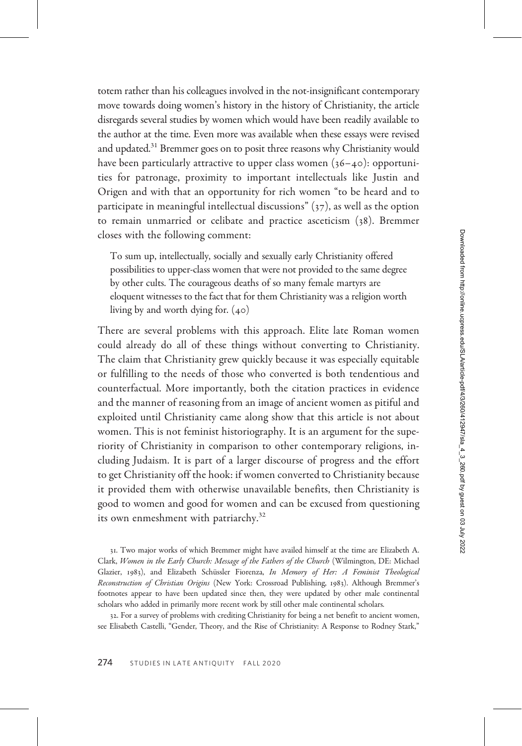totem rather than his colleagues involved in the not-insignificant contemporary move towards doing women's history in the history of Christianity, the article disregards several studies by women which would have been readily available to the author at the time. Even more was available when these essays were revised and updated.[31] Bremmer goes on to posit three reasons why Christianity would have been particularly attractive to upper class women (36–40): opportunities for patronage, proximity to important intellectuals like Justin and Origen and with that an opportunity for rich women "to be heard and to participate in meaningful intellectual discussions" (37), as well as the option to remain unmarried or celibate and practice asceticism (38). Bremmer closes with the following comment:

> To sum up, intellectually, socially and sexually early Christianity offered possibilities to upper-class women that were not provided to the same degree by other cults. The courageous deaths of so many female martyrs are eloquent witnesses to the fact that for them Christianity was a religion worth living by and worth dying for. (40)

There are several problems with this approach. Elite late Roman women could already do all of these things without converting to Christianity. The claim that Christianity grew quickly because it was especially equitable or fulfilling to the needs of those who converted is both tendentious and counterfactual. More importantly, both the citation practices in evidence and the manner of reasoning from an image of ancient women as pitiful and exploited until Christianity came along show that this article is not about women. This is not feminist historiography. It is an argument for the superiority of Christianity in comparison to other contemporary religions, including Judaism. It is part of a larger discourse of progress and the effort to get Christianity off the hook: if women converted to Christianity because it provided them with otherwise unavailable benefits, then Christianity is good to women and good for women and can be excused from questioning its own enmeshment with patriarchy.[32]

31. Two major works of which Bremmer might have availed himself at the time are Elizabeth A. Clark, *Women in the Early Church: Message of the Fathers of the Church* (Wilmington, DE: Michael Glazier, 1983), and Elizabeth Schüssler Fiorenza, *In Memory of Her: A Feminist Theological Reconstruction of Christian Origins* (New York: Crossroad Publishing, 1983). Although Bremmer's footnotes appear to have been updated since then, they were updated by other male continental scholars who added in primarily more recent work by still other male continental scholars.

32. For a survey of problems with crediting Christianity for being a net benefit to ancient women, see Elisabeth Castelli, "Gender, Theory, and the Rise of Christianity: A Response to Rodney Stark,"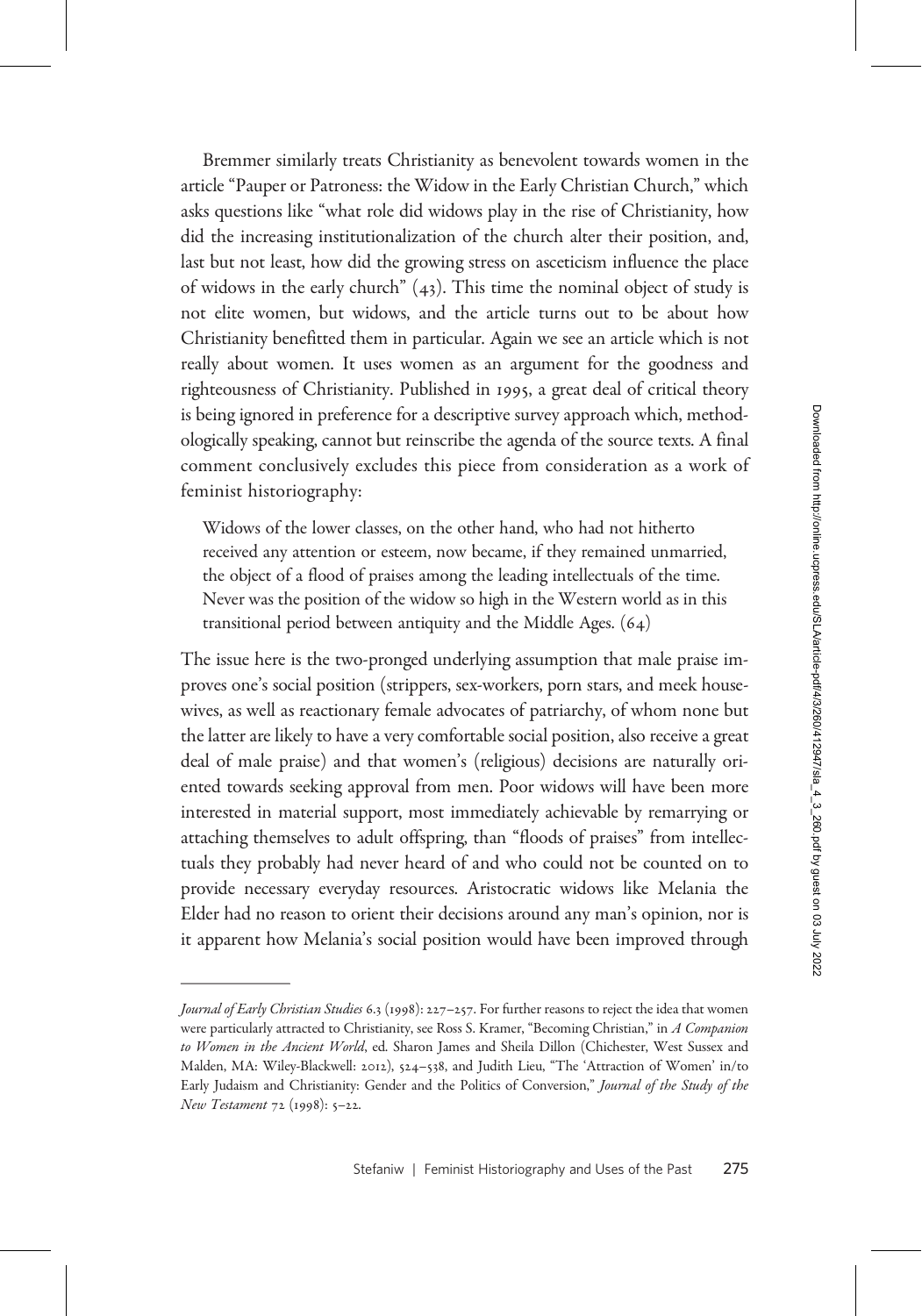Bremmer similarly treats Christianity as benevolent towards women in the article "Pauper or Patroness: the Widow in the Early Christian Church," which asks questions like "what role did widows play in the rise of Christianity, how did the increasing institutionalization of the church alter their position, and, last but not least, how did the growing stress on asceticism influence the place of widows in the early church" (43). This time the nominal object of study is not elite women, but widows, and the article turns out to be about how Christianity benefitted them in particular. Again we see an article which is not really about women. It uses women as an argument for the goodness and righteousness of Christianity. Published in 1995, a great deal of critical theory is being ignored in preference for a descriptive survey approach which, methodologically speaking, cannot but reinscribe the agenda of the source texts. A final comment conclusively excludes this piece from consideration as a work of feminist historiography:

> Widows of the lower classes, on the other hand, who had not hitherto received any attention or esteem, now became, if they remained unmarried, the object of a flood of praises among the leading intellectuals of the time. Never was the position of the widow so high in the Western world as in this transitional period between antiquity and the Middle Ages. (64)

The issue here is the two-pronged underlying assumption that male praise improves one's social position (strippers, sex-workers, porn stars, and meek housewives, as well as reactionary female advocates of patriarchy, of whom none but the latter are likely to have a very comfortable social position, also receive a great deal of male praise) and that women's (religious) decisions are naturally oriented towards seeking approval from men. Poor widows will have been more interested in material support, most immediately achievable by remarrying or attaching themselves to adult offspring, than "floods of praises" from intellectuals they probably had never heard of and who could not be counted on to provide necessary everyday resources. Aristocratic widows like Melania the Elder had no reason to orient their decisions around any man's opinion, nor is it apparent how Melania's social position would have been improved through

---

*Journal of Early Christian Studies* 6.3 (1998): 227–257. For further reasons to reject the idea that women were particularly attracted to Christianity, see Ross S. Kramer, "Becoming Christian," in *A Companion to Women in the Ancient World*, ed. Sharon James and Sheila Dillon (Chichester, West Sussex and Malden, MA: Wiley-Blackwell: 2012), 524–538, and Judith Lieu, "The 'Attraction of Women' in/to Early Judaism and Christianity: Gender and the Politics of Conversion," *Journal of the Study of the New Testament* 72 (1998): 5–22.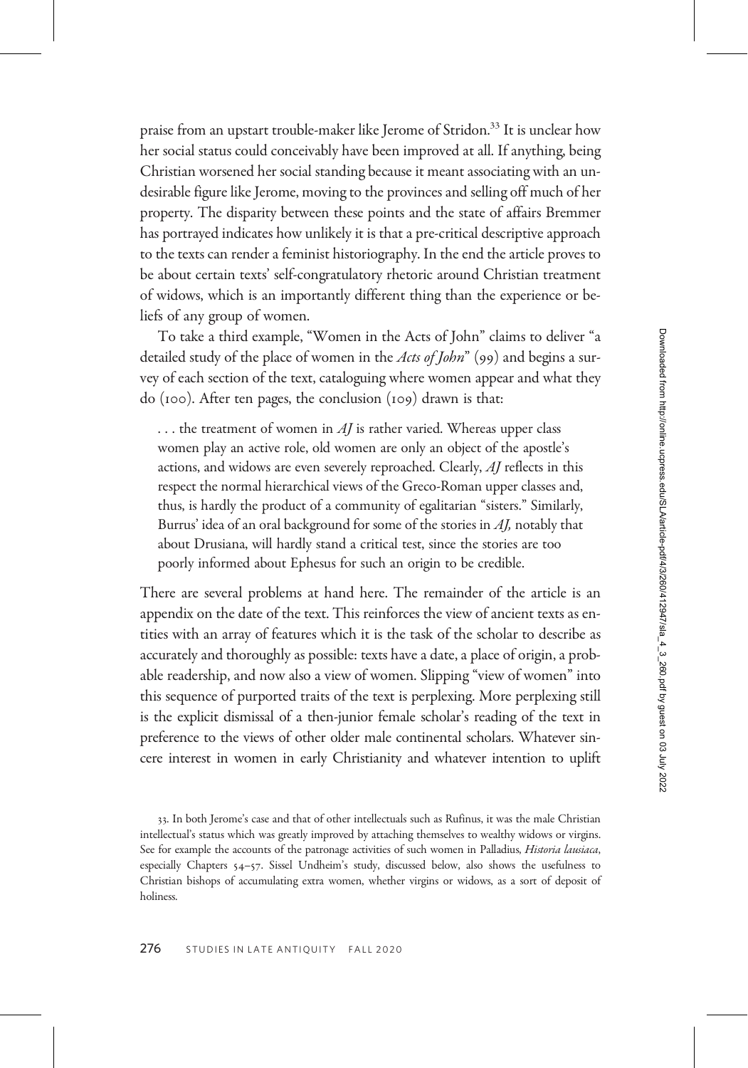praise from an upstart trouble-maker like Jerome of Stridon.[33] It is unclear how her social status could conceivably have been improved at all. If anything, being Christian worsened her social standing because it meant associating with an undesirable figure like Jerome, moving to the provinces and selling off much of her property. The disparity between these points and the state of affairs Bremmer has portrayed indicates how unlikely it is that a pre-critical descriptive approach to the texts can render a feminist historiography. In the end the article proves to be about certain texts' self-congratulatory rhetoric around Christian treatment of widows, which is an importantly different thing than the experience or beliefs of any group of women.

To take a third example, "Women in the Acts of John" claims to deliver "a detailed study of the place of women in the *Acts of John*" (99) and begins a survey of each section of the text, cataloguing where women appear and what they do (100). After ten pages, the conclusion (109) drawn is that:

> . . . the treatment of women in *AJ* is rather varied. Whereas upper class women play an active role, old women are only an object of the apostle's actions, and widows are even severely reproached. Clearly, *AJ* reflects in this respect the normal hierarchical views of the Greco-Roman upper classes and, thus, is hardly the product of a community of egalitarian "sisters." Similarly, Burrus' idea of an oral background for some of the stories in *AJ,* notably that about Drusiana, will hardly stand a critical test, since the stories are too poorly informed about Ephesus for such an origin to be credible.

There are several problems at hand here. The remainder of the article is an appendix on the date of the text. This reinforces the view of ancient texts as entities with an array of features which it is the task of the scholar to describe as accurately and thoroughly as possible: texts have a date, a place of origin, a probable readership, and now also a view of women. Slipping "view of women" into this sequence of purported traits of the text is perplexing. More perplexing still is the explicit dismissal of a then-junior female scholar's reading of the text in preference to the views of other older male continental scholars. Whatever sincere interest in women in early Christianity and whatever intention to uplift

33. In both Jerome's case and that of other intellectuals such as Rufinus, it was the male Christian intellectual's status which was greatly improved by attaching themselves to wealthy widows or virgins. See for example the accounts of the patronage activities of such women in Palladius, *Historia lausiaca*, especially Chapters 54–57. Sissel Undheim's study, discussed below, also shows the usefulness to Christian bishops of accumulating extra women, whether virgins or widows, as a sort of deposit of holiness.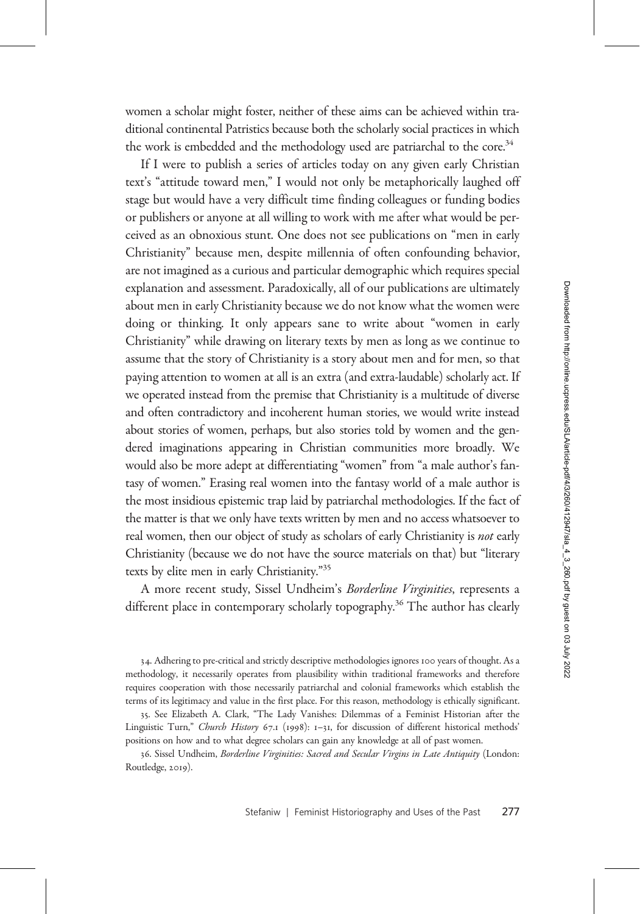women a scholar might foster, neither of these aims can be achieved within traditional continental Patristics because both the scholarly social practices in which the work is embedded and the methodology used are patriarchal to the core.[34]

If I were to publish a series of articles today on any given early Christian text's "attitude toward men," I would not only be metaphorically laughed off stage but would have a very difficult time finding colleagues or funding bodies or publishers or anyone at all willing to work with me after what would be perceived as an obnoxious stunt. One does not see publications on "men in early Christianity" because men, despite millennia of often confounding behavior, are not imagined as a curious and particular demographic which requires special explanation and assessment. Paradoxically, all of our publications are ultimately about men in early Christianity because we do not know what the women were doing or thinking. It only appears sane to write about "women in early Christianity" while drawing on literary texts by men as long as we continue to assume that the story of Christianity is a story about men and for men, so that paying attention to women at all is an extra (and extra-laudable) scholarly act. If we operated instead from the premise that Christianity is a multitude of diverse and often contradictory and incoherent human stories, we would write instead about stories of women, perhaps, but also stories told by women and the gendered imaginations appearing in Christian communities more broadly. We would also be more adept at differentiating "women" from "a male author's fantasy of women." Erasing real women into the fantasy world of a male author is the most insidious epistemic trap laid by patriarchal methodologies. If the fact of the matter is that we only have texts written by men and no access whatsoever to real women, then our object of study as scholars of early Christianity is *not* early Christianity (because we do not have the source materials on that) but "literary texts by elite men in early Christianity."[35]

A more recent study, Sissel Undheim's *Borderline Virginities*, represents a different place in contemporary scholarly topography.[36] The author has clearly

34. Adhering to pre-critical and strictly descriptive methodologies ignores 100 years of thought. As a methodology, it necessarily operates from plausibility within traditional frameworks and therefore requires cooperation with those necessarily patriarchal and colonial frameworks which establish the terms of its legitimacy and value in the first place. For this reason, methodology is ethically significant.

35. See Elizabeth A. Clark, "The Lady Vanishes: Dilemmas of a Feminist Historian after the Linguistic Turn," *Church History* 67.1 (1998): 1–31, for discussion of different historical methods' positions on how and to what degree scholars can gain any knowledge at all of past women.

36. Sissel Undheim, *Borderline Virginities: Sacred and Secular Virgins in Late Antiquity* (London: Routledge, 2019).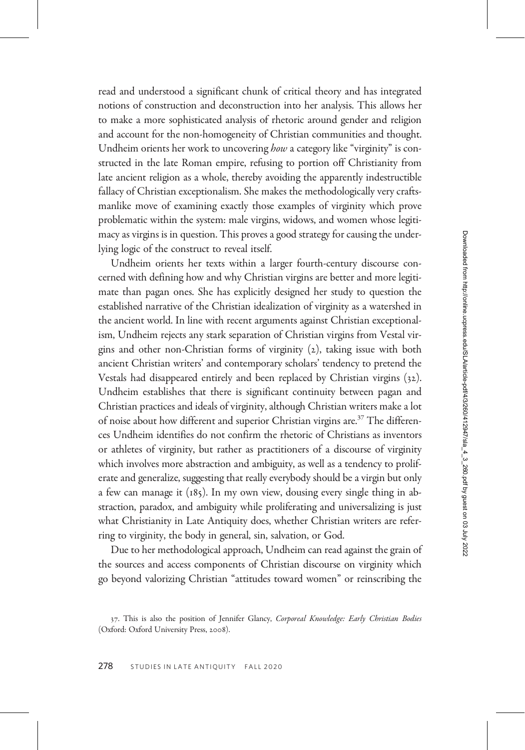read and understood a significant chunk of critical theory and has integrated notions of construction and deconstruction into her analysis. This allows her to make a more sophisticated analysis of rhetoric around gender and religion and account for the non-homogeneity of Christian communities and thought. Undheim orients her work to uncovering *how* a category like "virginity" is constructed in the late Roman empire, refusing to portion off Christianity from late ancient religion as a whole, thereby avoiding the apparently indestructible fallacy of Christian exceptionalism. She makes the methodologically very craftsmanlike move of examining exactly those examples of virginity which prove problematic within the system: male virgins, widows, and women whose legitimacy as virgins is in question. This proves a good strategy for causing the underlying logic of the construct to reveal itself.

Undheim orients her texts within a larger fourth-century discourse concerned with defining how and why Christian virgins are better and more legitimate than pagan ones. She has explicitly designed her study to question the established narrative of the Christian idealization of virginity as a watershed in the ancient world. In line with recent arguments against Christian exceptionalism, Undheim rejects any stark separation of Christian virgins from Vestal virgins and other non-Christian forms of virginity (2), taking issue with both ancient Christian writers' and contemporary scholars' tendency to pretend the Vestals had disappeared entirely and been replaced by Christian virgins (32). Undheim establishes that there is significant continuity between pagan and Christian practices and ideals of virginity, although Christian writers make a lot of noise about how different and superior Christian virgins are.[37] The differences Undheim identifies do not confirm the rhetoric of Christians as inventors or athletes of virginity, but rather as practitioners of a discourse of virginity which involves more abstraction and ambiguity, as well as a tendency to proliferate and generalize, suggesting that really everybody should be a virgin but only a few can manage it (185). In my own view, dousing every single thing in abstraction, paradox, and ambiguity while proliferating and universalizing is just what Christianity in Late Antiquity does, whether Christian writers are referring to virginity, the body in general, sin, salvation, or God.

Due to her methodological approach, Undheim can read against the grain of the sources and access components of Christian discourse on virginity which go beyond valorizing Christian "attitudes toward women" or reinscribing the

37. This is also the position of Jennifer Glancy, *Corporeal Knowledge: Early Christian Bodies* (Oxford: Oxford University Press, 2008).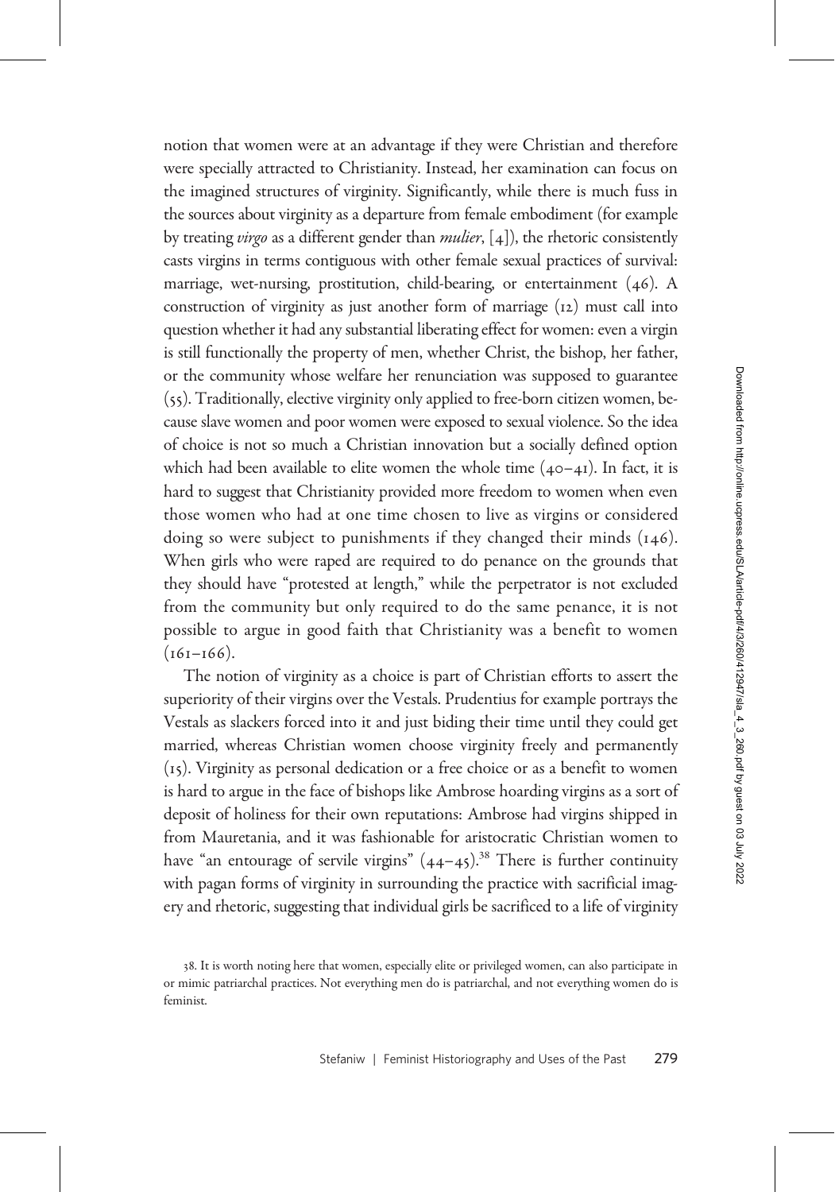notion that women were at an advantage if they were Christian and therefore were specially attracted to Christianity. Instead, her examination can focus on the imagined structures of virginity. Significantly, while there is much fuss in the sources about virginity as a departure from female embodiment (for example by treating *virgo* as a different gender than *mulier*, [4]), the rhetoric consistently casts virgins in terms contiguous with other female sexual practices of survival: marriage, wet-nursing, prostitution, child-bearing, or entertainment (46). A construction of virginity as just another form of marriage (12) must call into question whether it had any substantial liberating effect for women: even a virgin is still functionally the property of men, whether Christ, the bishop, her father, or the community whose welfare her renunciation was supposed to guarantee (55). Traditionally, elective virginity only applied to free-born citizen women, because slave women and poor women were exposed to sexual violence. So the idea of choice is not so much a Christian innovation but a socially defined option which had been available to elite women the whole time (40–41). In fact, it is hard to suggest that Christianity provided more freedom to women when even those women who had at one time chosen to live as virgins or considered doing so were subject to punishments if they changed their minds (146). When girls who were raped are required to do penance on the grounds that they should have "protested at length," while the perpetrator is not excluded from the community but only required to do the same penance, it is not possible to argue in good faith that Christianity was a benefit to women (161–166).

The notion of virginity as a choice is part of Christian efforts to assert the superiority of their virgins over the Vestals. Prudentius for example portrays the Vestals as slackers forced into it and just biding their time until they could get married, whereas Christian women choose virginity freely and permanently (15). Virginity as personal dedication or a free choice or as a benefit to women is hard to argue in the face of bishops like Ambrose hoarding virgins as a sort of deposit of holiness for their own reputations: Ambrose had virgins shipped in from Mauretania, and it was fashionable for aristocratic Christian women to have "an entourage of servile virgins" (44–45).[38] There is further continuity with pagan forms of virginity in surrounding the practice with sacrificial imagery and rhetoric, suggesting that individual girls be sacrificed to a life of virginity

38. It is worth noting here that women, especially elite or privileged women, can also participate in or mimic patriarchal practices. Not everything men do is patriarchal, and not everything women do is feminist.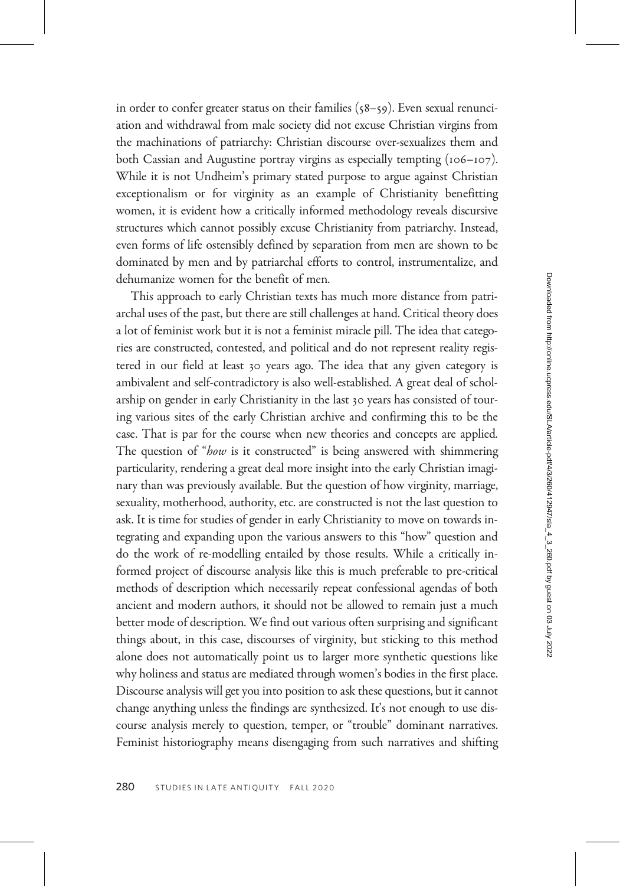in order to confer greater status on their families (58–59). Even sexual renunciation and withdrawal from male society did not excuse Christian virgins from the machinations of patriarchy: Christian discourse over-sexualizes them and both Cassian and Augustine portray virgins as especially tempting (106–107). While it is not Undheim's primary stated purpose to argue against Christian exceptionalism or for virginity as an example of Christianity benefitting women, it is evident how a critically informed methodology reveals discursive structures which cannot possibly excuse Christianity from patriarchy. Instead, even forms of life ostensibly defined by separation from men are shown to be dominated by men and by patriarchal efforts to control, instrumentalize, and dehumanize women for the benefit of men.

This approach to early Christian texts has much more distance from patriarchal uses of the past, but there are still challenges at hand. Critical theory does a lot of feminist work but it is not a feminist miracle pill. The idea that categories are constructed, contested, and political and do not represent reality registered in our field at least 30 years ago. The idea that any given category is ambivalent and self-contradictory is also well-established. A great deal of scholarship on gender in early Christianity in the last 30 years has consisted of touring various sites of the early Christian archive and confirming this to be the case. That is par for the course when new theories and concepts are applied. The question of "*how* is it constructed" is being answered with shimmering particularity, rendering a great deal more insight into the early Christian imaginary than was previously available. But the question of how virginity, marriage, sexuality, motherhood, authority, etc. are constructed is not the last question to ask. It is time for studies of gender in early Christianity to move on towards integrating and expanding upon the various answers to this "how" question and do the work of re-modelling entailed by those results. While a critically informed project of discourse analysis like this is much preferable to pre-critical methods of description which necessarily repeat confessional agendas of both ancient and modern authors, it should not be allowed to remain just a much better mode of description. We find out various often surprising and significant things about, in this case, discourses of virginity, but sticking to this method alone does not automatically point us to larger more synthetic questions like why holiness and status are mediated through women's bodies in the first place. Discourse analysis will get you into position to ask these questions, but it cannot change anything unless the findings are synthesized. It's not enough to use discourse analysis merely to question, temper, or "trouble" dominant narratives. Feminist historiography means disengaging from such narratives and shifting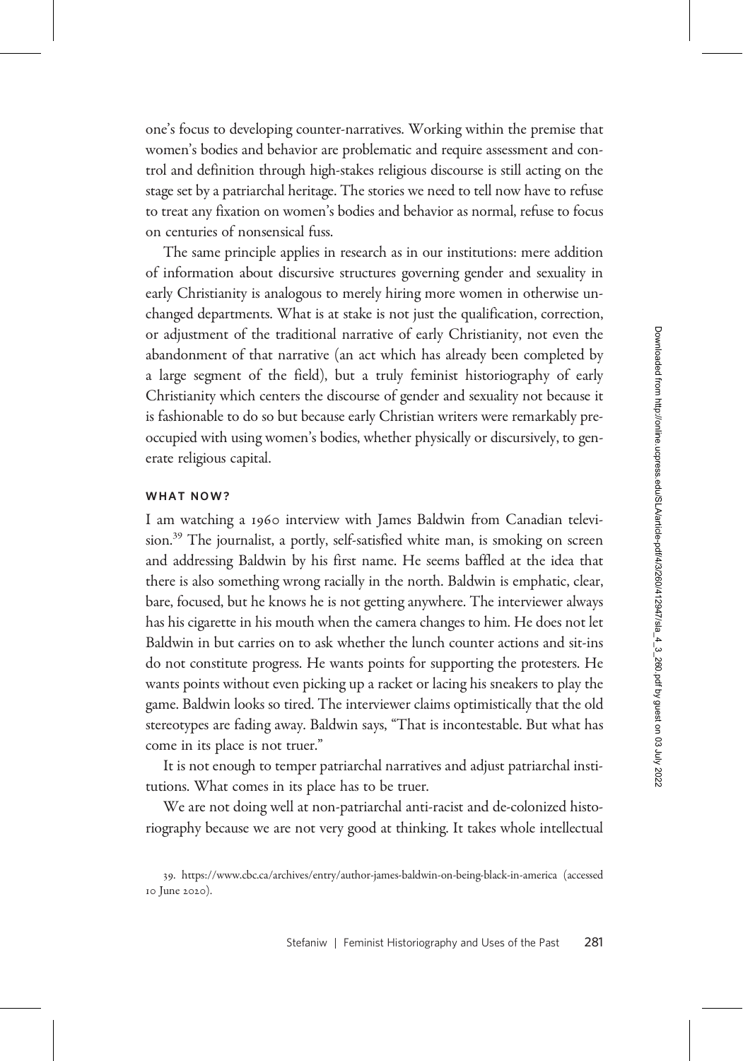one's focus to developing counter-narratives. Working within the premise that women's bodies and behavior are problematic and require assessment and control and definition through high-stakes religious discourse is still acting on the stage set by a patriarchal heritage. The stories we need to tell now have to refuse to treat any fixation on women's bodies and behavior as normal, refuse to focus on centuries of nonsensical fuss.

The same principle applies in research as in our institutions: mere addition of information about discursive structures governing gender and sexuality in early Christianity is analogous to merely hiring more women in otherwise unchanged departments. What is at stake is not just the qualification, correction, or adjustment of the traditional narrative of early Christianity, not even the abandonment of that narrative (an act which has already been completed by a large segment of the field), but a truly feminist historiography of early Christianity which centers the discourse of gender and sexuality not because it is fashionable to do so but because early Christian writers were remarkably preoccupied with using women's bodies, whether physically or discursively, to generate religious capital.

## WHAT NOW?

I am watching a 1960 interview with James Baldwin from Canadian television.[39] The journalist, a portly, self-satisfied white man, is smoking on screen and addressing Baldwin by his first name. He seems baffled at the idea that there is also something wrong racially in the north. Baldwin is emphatic, clear, bare, focused, but he knows he is not getting anywhere. The interviewer always has his cigarette in his mouth when the camera changes to him. He does not let Baldwin in but carries on to ask whether the lunch counter actions and sit-ins do not constitute progress. He wants points for supporting the protesters. He wants points without even picking up a racket or lacing his sneakers to play the game. Baldwin looks so tired. The interviewer claims optimistically that the old stereotypes are fading away. Baldwin says, "That is incontestable. But what has come in its place is not truer."

It is not enough to temper patriarchal narratives and adjust patriarchal institutions. What comes in its place has to be truer.

We are not doing well at non-patriarchal anti-racist and de-colonized historiography because we are not very good at thinking. It takes whole intellectual

39. https://www.cbc.ca/archives/entry/author-james-baldwin-on-being-black-in-america (accessed 10 June 2020).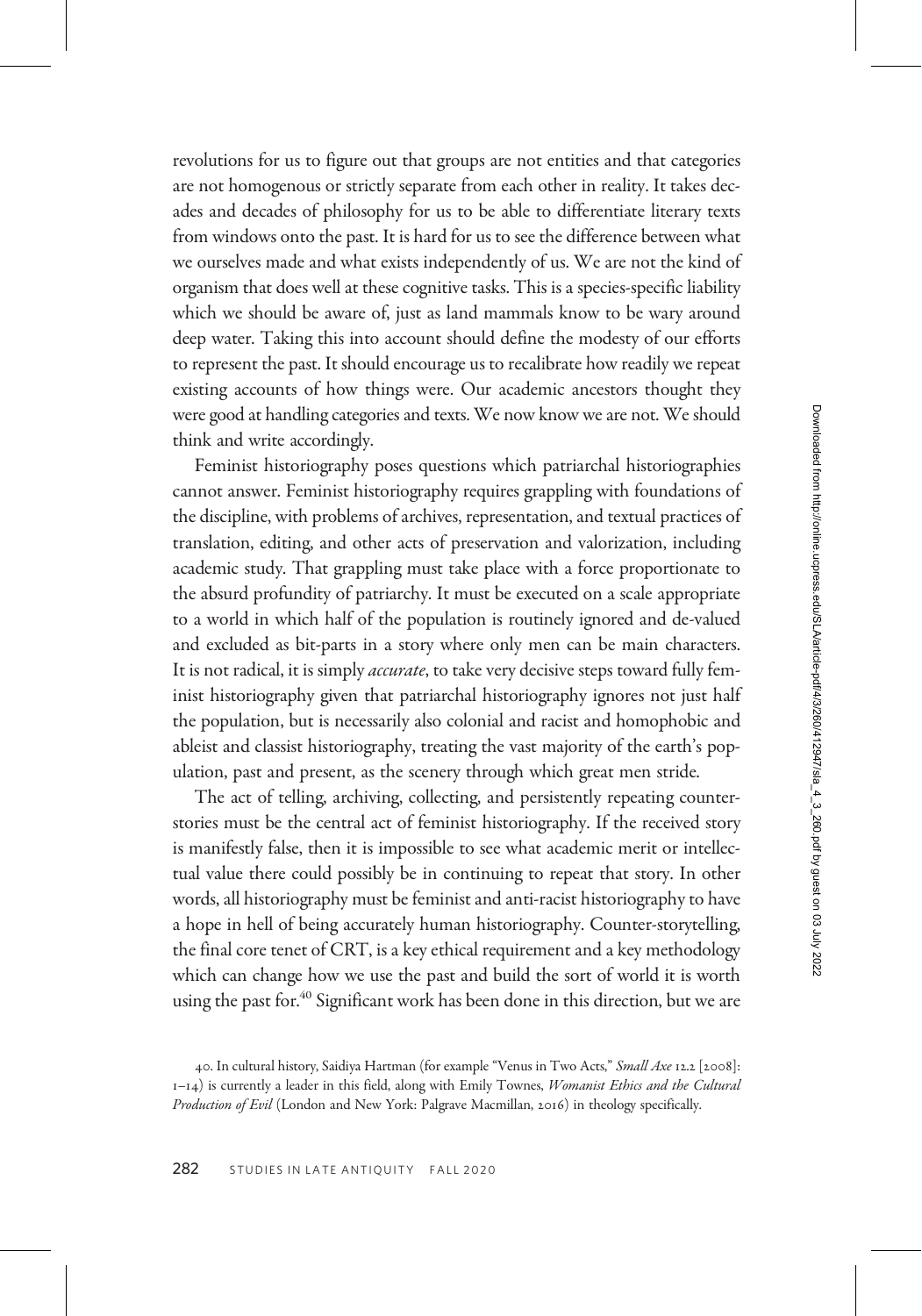revolutions for us to figure out that groups are not entities and that categories are not homogenous or strictly separate from each other in reality. It takes decades and decades of philosophy for us to be able to differentiate literary texts from windows onto the past. It is hard for us to see the difference between what we ourselves made and what exists independently of us. We are not the kind of organism that does well at these cognitive tasks. This is a species-specific liability which we should be aware of, just as land mammals know to be wary around deep water. Taking this into account should define the modesty of our efforts to represent the past. It should encourage us to recalibrate how readily we repeat existing accounts of how things were. Our academic ancestors thought they were good at handling categories and texts. We now know we are not. We should think and write accordingly.

Feminist historiography poses questions which patriarchal historiographies cannot answer. Feminist historiography requires grappling with foundations of the discipline, with problems of archives, representation, and textual practices of translation, editing, and other acts of preservation and valorization, including academic study. That grappling must take place with a force proportionate to the absurd profundity of patriarchy. It must be executed on a scale appropriate to a world in which half of the population is routinely ignored and de-valued and excluded as bit-parts in a story where only men can be main characters. It is not radical, it is simply *accurate*, to take very decisive steps toward fully feminist historiography given that patriarchal historiography ignores not just half the population, but is necessarily also colonial and racist and homophobic and ableist and classist historiography, treating the vast majority of the earth's population, past and present, as the scenery through which great men stride.

The act of telling, archiving, collecting, and persistently repeating counter-stories must be the central act of feminist historiography. If the received story is manifestly false, then it is impossible to see what academic merit or intellectual value there could possibly be in continuing to repeat that story. In other words, all historiography must be feminist and anti-racist historiography to have a hope in hell of being accurately human historiography. Counter-storytelling, the final core tenet of CRT, is a key ethical requirement and a key methodology which can change how we use the past and build the sort of world it is worth using the past for.[40] Significant work has been done in this direction, but we are

40. In cultural history, Saidiya Hartman (for example "Venus in Two Acts," *Small Axe* 12.2 [2008]: 1–14) is currently a leader in this field, along with Emily Townes, *Womanist Ethics and the Cultural Production of Evil* (London and New York: Palgrave Macmillan, 2016) in theology specifically.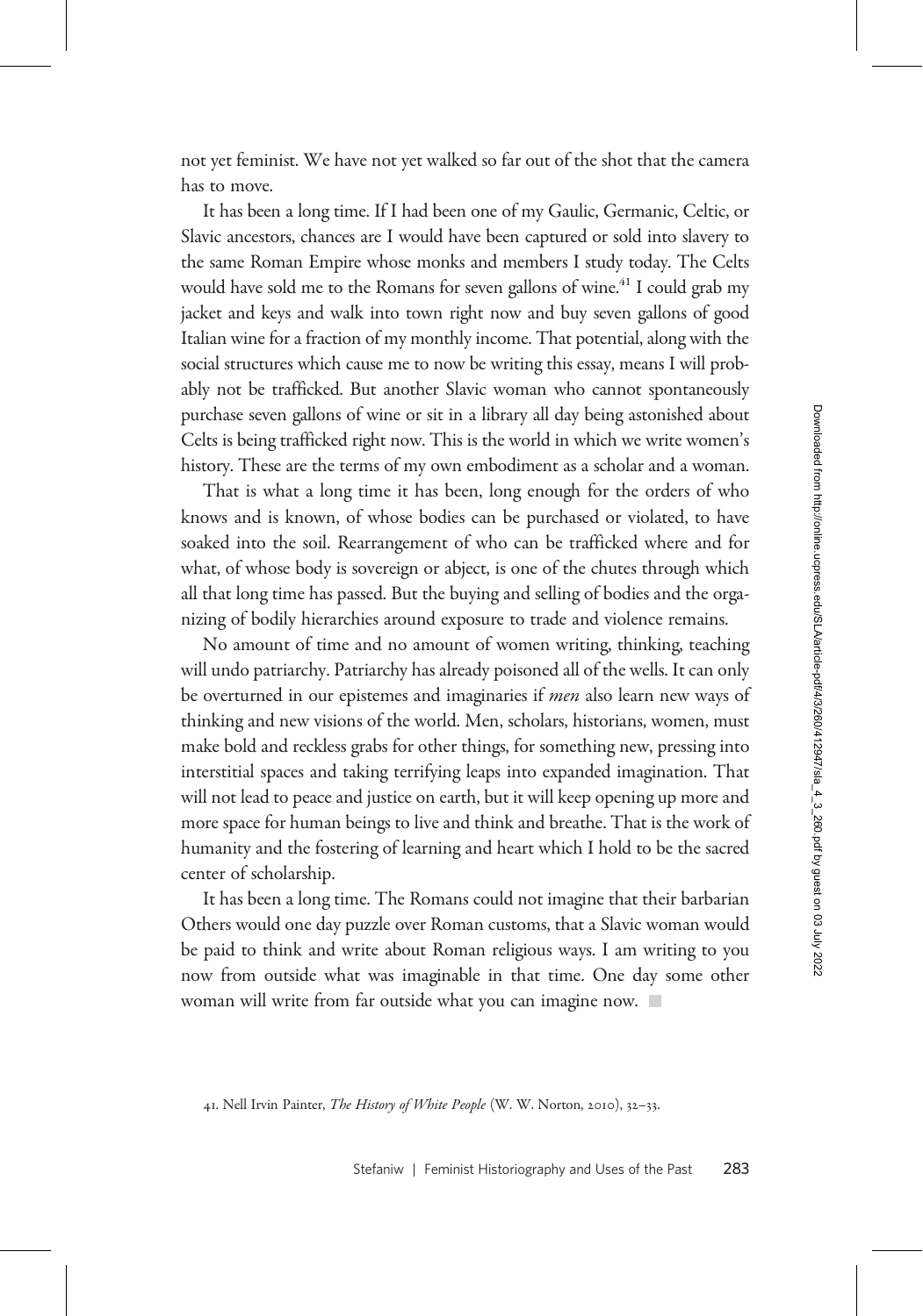not yet feminist. We have not yet walked so far out of the shot that the camera has to move.

It has been a long time. If I had been one of my Gaulic, Germanic, Celtic, or Slavic ancestors, chances are I would have been captured or sold into slavery to the same Roman Empire whose monks and members I study today. The Celts would have sold me to the Romans for seven gallons of wine.[41] I could grab my jacket and keys and walk into town right now and buy seven gallons of good Italian wine for a fraction of my monthly income. That potential, along with the social structures which cause me to now be writing this essay, means I will probably not be trafficked. But another Slavic woman who cannot spontaneously purchase seven gallons of wine or sit in a library all day being astonished about Celts is being trafficked right now. This is the world in which we write women's history. These are the terms of my own embodiment as a scholar and a woman.

That is what a long time it has been, long enough for the orders of who knows and is known, of whose bodies can be purchased or violated, to have soaked into the soil. Rearrangement of who can be trafficked where and for what, of whose body is sovereign or abject, is one of the chutes through which all that long time has passed. But the buying and selling of bodies and the organizing of bodily hierarchies around exposure to trade and violence remains.

No amount of time and no amount of women writing, thinking, teaching will undo patriarchy. Patriarchy has already poisoned all of the wells. It can only be overturned in our epistemes and imaginaries if *men* also learn new ways of thinking and new visions of the world. Men, scholars, historians, women, must make bold and reckless grabs for other things, for something new, pressing into interstitial spaces and taking terrifying leaps into expanded imagination. That will not lead to peace and justice on earth, but it will keep opening up more and more space for human beings to live and think and breathe. That is the work of humanity and the fostering of learning and heart which I hold to be the sacred center of scholarship.

It has been a long time. The Romans could not imagine that their barbarian Others would one day puzzle over Roman customs, that a Slavic woman would be paid to think and write about Roman religious ways. I am writing to you now from outside what was imaginable in that time. One day some other woman will write from far outside what you can imagine now. ■

41. Nell Irvin Painter, *The History of White People* (W. W. Norton, 2010), 32–33.